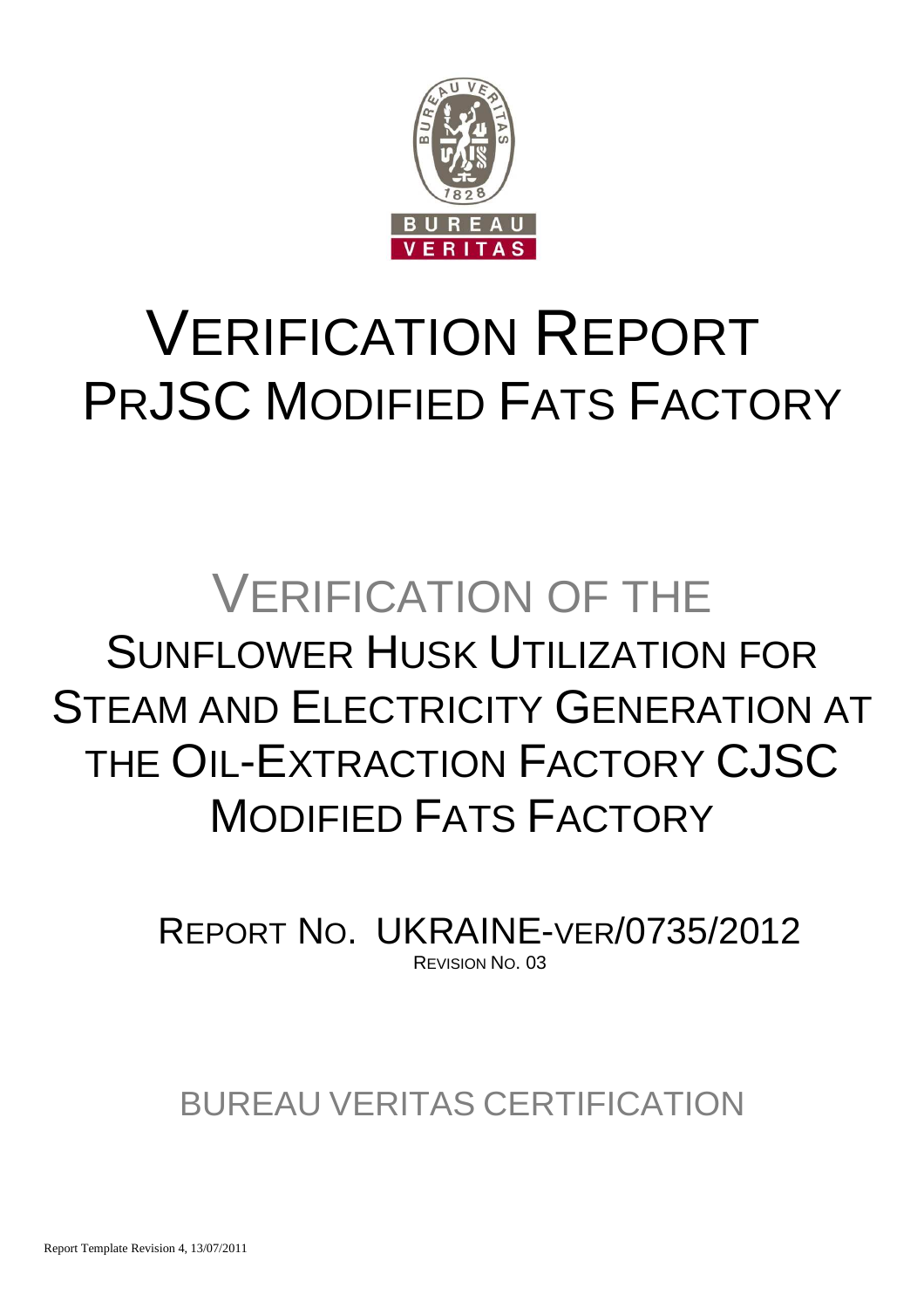BUREAU VERITAS

# VERIFICATION REPORT PRJSC MODIFIED FATS FACTORY

## VERIFICATION OF THE SUNFLOWER HUSK UTILIZATION FOR STEAM AND ELECTRICITY GENERATION AT THE OIL-EXTRACTION FACTORY CJSC MODIFIED FATS FACTORY

REPORT NO. UKRAINE-VER/0735/2012

REVISION NO. 03

BUREAU VERITAS CERTIFICATION

Report Template Revision 4, 13/07/2011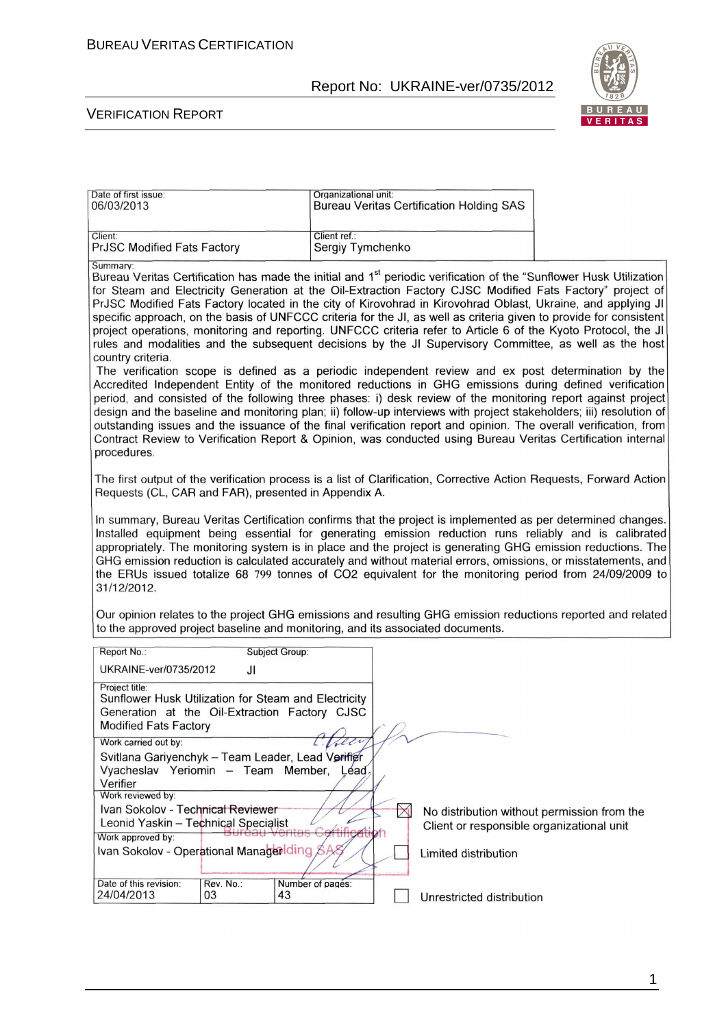| Date of first issue: 06/03/2013 | Organizational unit: Bureau Veritas Certification Holding SAS |
|---|---|
| Client: PrJSC Modified Fats Factory | Client ref.: Sergiy Tymchenko |

Summary:

Bureau Veritas Certification has made the initial and 1st periodic verification of the "Sunflower Husk Utilization for Steam and Electricity Generation at the Oil-Extraction Factory CJSC Modified Fats Factory" project of PrJSC Modified Fats Factory located in the city of Kirovohrad in Kirovohrad Oblast, Ukraine, and applying JI specific approach, on the basis of UNFCCC criteria for the JI, as well as criteria given to provide for consistent project operations, monitoring and reporting. UNFCCC criteria refer to Article 6 of the Kyoto Protocol, the JI rules and modalities and the subsequent decisions by the JI Supervisory Committee, as well as the host country criteria.

The verification scope is defined as a periodic independent review and ex post determination by the Accredited Independent Entity of the monitored reductions in GHG emissions during defined verification period, and consisted of the following three phases: i) desk review of the monitoring report against project design and the baseline and monitoring plan; ii) follow-up interviews with project stakeholders; iii) resolution of outstanding issues and the issuance of the final verification report and opinion. The overall verification, from Contract Review to Verification Report & Opinion, was conducted using Bureau Veritas Certification internal procedures.

The first output of the verification process is a list of Clarification, Corrective Action Requests, Forward Action Requests (CL, CAR and FAR), presented in Appendix A.

In summary, Bureau Veritas Certification confirms that the project is implemented as per determined changes. Installed equipment being essential for generating emission reduction runs reliably and is calibrated appropriately. The monitoring system is in place and the project is generating GHG emission reductions. The GHG emission reduction is calculated accurately and without material errors, omissions, or misstatements, and the ERUs issued totalize 68 799 tonnes of CO2 equivalent for the monitoring period from 24/09/2009 to 31/12/2012.

Our opinion relates to the project GHG emissions and resulting GHG emission reductions reported and related to the approved project baseline and monitoring, and its associated documents.

| Report No.: UKRAINE-ver/0735/2012 | Subject Group: JI | |
|---|---|---|
| Project title: Sunflower Husk Utilization for Steam and Electricity Generation at the Oil-Extraction Factory CJSC Modified Fats Factory | | |
| Work carried out by: Svitlana Gariyenchyk – Team Leader, Lead Verifier; Vyacheslav Yeriomin – Team Member, Lead Verifier | | |
| Work reviewed by: Ivan Sokolov - Technical Reviewer; Leonid Yaskin – Technical Specialist | | |
| Work approved by: Ivan Sokolov - Operational Manager | | |
| Date of this revision: 24/04/2013 | Rev. No.: 03 | Number of pages: 43 |

- ☒ No distribution without permission from the Client or responsible organizational unit
- ☐ Limited distribution
- ☐ Unrestricted distribution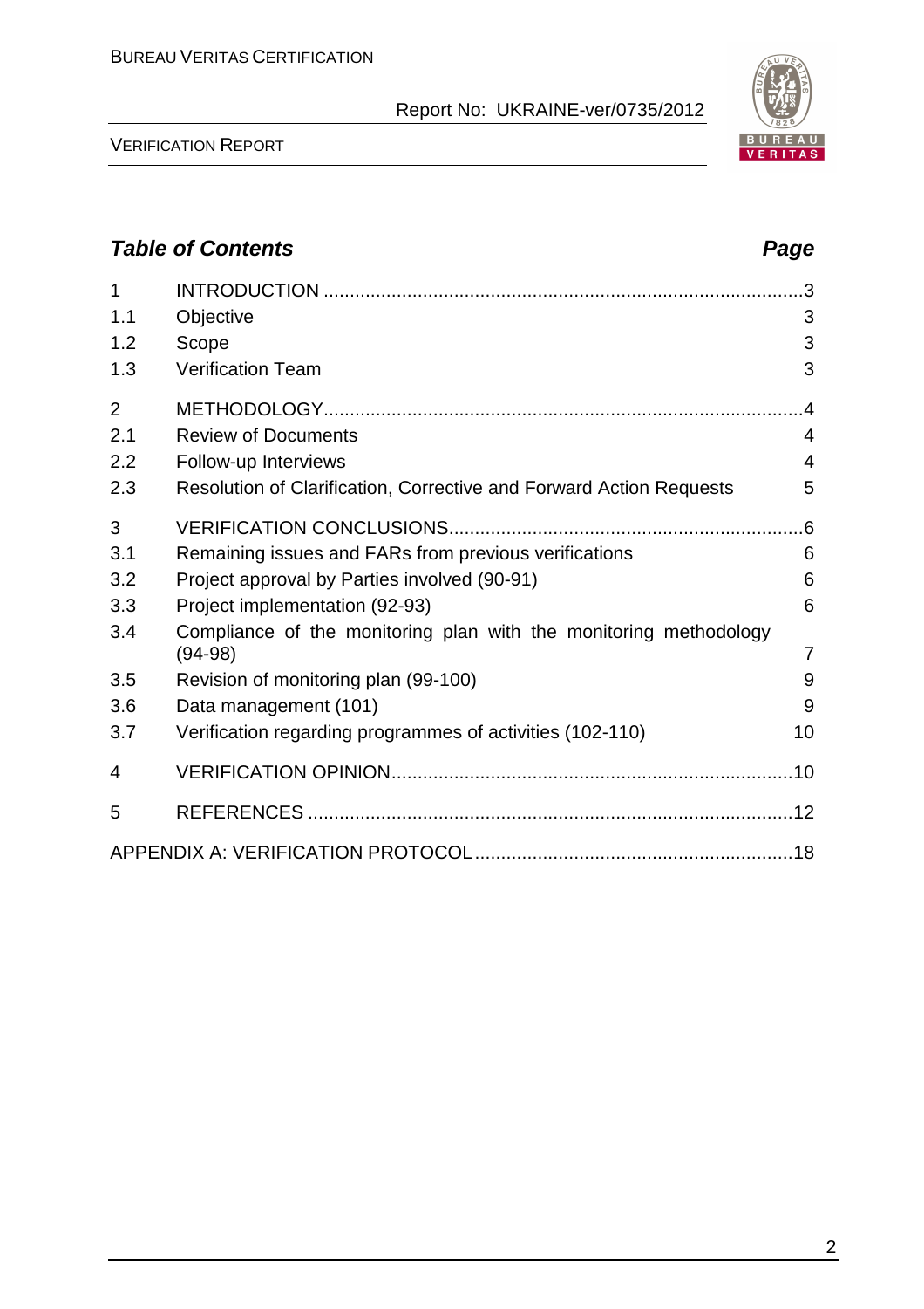## *Table of Contents* **Page**

| | | |
|---|---|---|
| 1 | INTRODUCTION | 3 |
| 1.1 | Objective | 3 |
| 1.2 | Scope | 3 |
| 1.3 | Verification Team | 3 |
| 2 | METHODOLOGY | 4 |
| 2.1 | Review of Documents | 4 |
| 2.2 | Follow-up Interviews | 4 |
| 2.3 | Resolution of Clarification, Corrective and Forward Action Requests | 5 |
| 3 | VERIFICATION CONCLUSIONS | 6 |
| 3.1 | Remaining issues and FARs from previous verifications | 6 |
| 3.2 | Project approval by Parties involved (90-91) | 6 |
| 3.3 | Project implementation (92-93) | 6 |
| 3.4 | Compliance of the monitoring plan with the monitoring methodology (94-98) | 7 |
| 3.5 | Revision of monitoring plan (99-100) | 9 |
| 3.6 | Data management (101) | 9 |
| 3.7 | Verification regarding programmes of activities (102-110) | 10 |
| 4 | VERIFICATION OPINION | 10 |
| 5 | REFERENCES | 12 |
| | APPENDIX A: VERIFICATION PROTOCOL | 18 |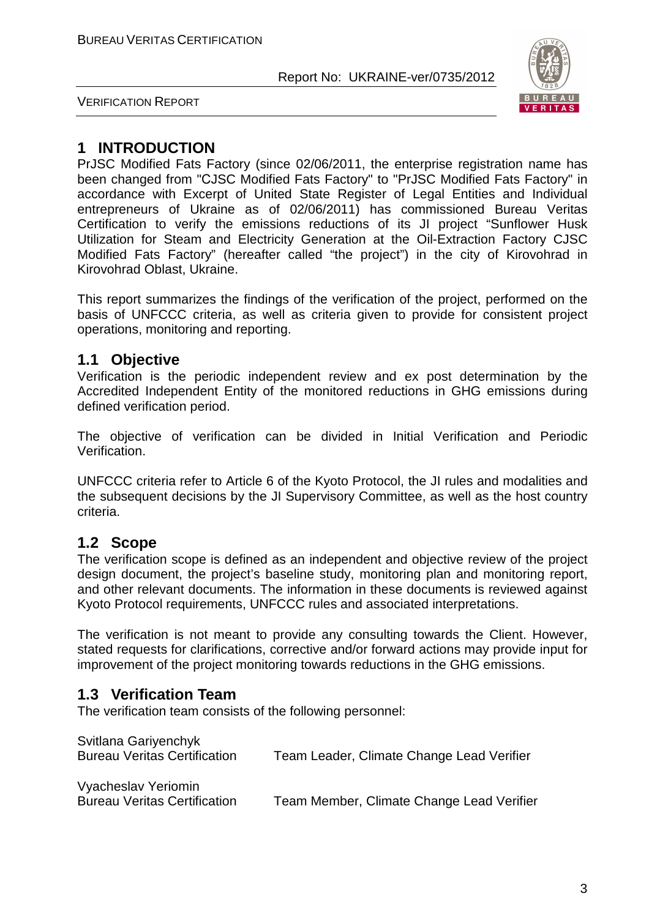# 1 INTRODUCTION

PrJSC Modified Fats Factory (since 02/06/2011, the enterprise registration name has been changed from "CJSC Modified Fats Factory" to "PrJSC Modified Fats Factory" in accordance with Excerpt of United State Register of Legal Entities and Individual entrepreneurs of Ukraine as of 02/06/2011) has commissioned Bureau Veritas Certification to verify the emissions reductions of its JI project "Sunflower Husk Utilization for Steam and Electricity Generation at the Oil-Extraction Factory CJSC Modified Fats Factory" (hereafter called "the project") in the city of Kirovohrad in Kirovohrad Oblast, Ukraine.

This report summarizes the findings of the verification of the project, performed on the basis of UNFCCC criteria, as well as criteria given to provide for consistent project operations, monitoring and reporting.

## 1.1 Objective

Verification is the periodic independent review and ex post determination by the Accredited Independent Entity of the monitored reductions in GHG emissions during defined verification period.

The objective of verification can be divided in Initial Verification and Periodic Verification.

UNFCCC criteria refer to Article 6 of the Kyoto Protocol, the JI rules and modalities and the subsequent decisions by the JI Supervisory Committee, as well as the host country criteria.

## 1.2 Scope

The verification scope is defined as an independent and objective review of the project design document, the project's baseline study, monitoring plan and monitoring report, and other relevant documents. The information in these documents is reviewed against Kyoto Protocol requirements, UNFCCC rules and associated interpretations.

The verification is not meant to provide any consulting towards the Client. However, stated requests for clarifications, corrective and/or forward actions may provide input for improvement of the project monitoring towards reductions in the GHG emissions.

## 1.3 Verification Team

The verification team consists of the following personnel:

Svitlana Gariyenchyk
Bureau Veritas Certification — Team Leader, Climate Change Lead Verifier

Vyacheslav Yeriomin
Bureau Veritas Certification — Team Member, Climate Change Lead Verifier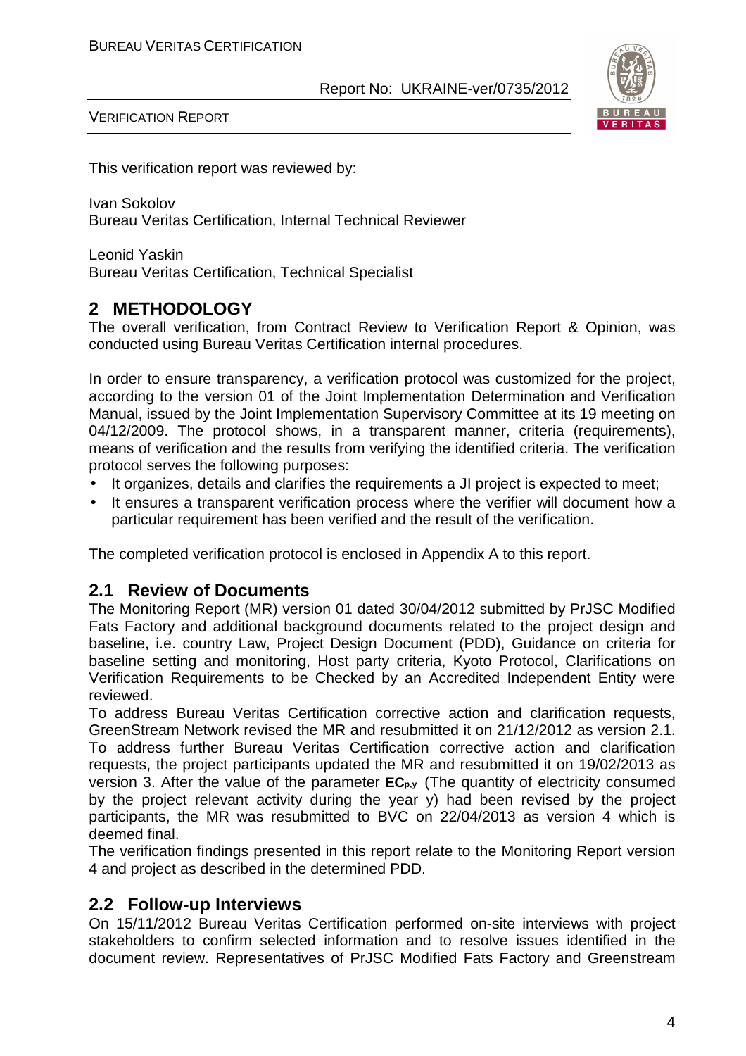This verification report was reviewed by:

Ivan Sokolov
Bureau Veritas Certification, Internal Technical Reviewer

Leonid Yaskin
Bureau Veritas Certification, Technical Specialist

## 2 METHODOLOGY

The overall verification, from Contract Review to Verification Report & Opinion, was conducted using Bureau Veritas Certification internal procedures.

In order to ensure transparency, a verification protocol was customized for the project, according to the version 01 of the Joint Implementation Determination and Verification Manual, issued by the Joint Implementation Supervisory Committee at its 19 meeting on 04/12/2009. The protocol shows, in a transparent manner, criteria (requirements), means of verification and the results from verifying the identified criteria. The verification protocol serves the following purposes:

- It organizes, details and clarifies the requirements a JI project is expected to meet;
- It ensures a transparent verification process where the verifier will document how a particular requirement has been verified and the result of the verification.

The completed verification protocol is enclosed in Appendix A to this report.

### 2.1 Review of Documents

The Monitoring Report (MR) version 01 dated 30/04/2012 submitted by PrJSC Modified Fats Factory and additional background documents related to the project design and baseline, i.e. country Law, Project Design Document (PDD), Guidance on criteria for baseline setting and monitoring, Host party criteria, Kyoto Protocol, Clarifications on Verification Requirements to be Checked by an Accredited Independent Entity were reviewed.

To address Bureau Veritas Certification corrective action and clarification requests, GreenStream Network revised the MR and resubmitted it on 21/12/2012 as version 2.1. To address further Bureau Veritas Certification corrective action and clarification requests, the project participants updated the MR and resubmitted it on 19/02/2013 as version 3. After the value of the parameter $EC_{p,y}$ (The quantity of electricity consumed by the project relevant activity during the year y) had been revised by the project participants, the MR was resubmitted to BVC on 22/04/2013 as version 4 which is deemed final.

The verification findings presented in this report relate to the Monitoring Report version 4 and project as described in the determined PDD.

### 2.2 Follow-up Interviews

On 15/11/2012 Bureau Veritas Certification performed on-site interviews with project stakeholders to confirm selected information and to resolve issues identified in the document review. Representatives of PrJSC Modified Fats Factory and Greenstream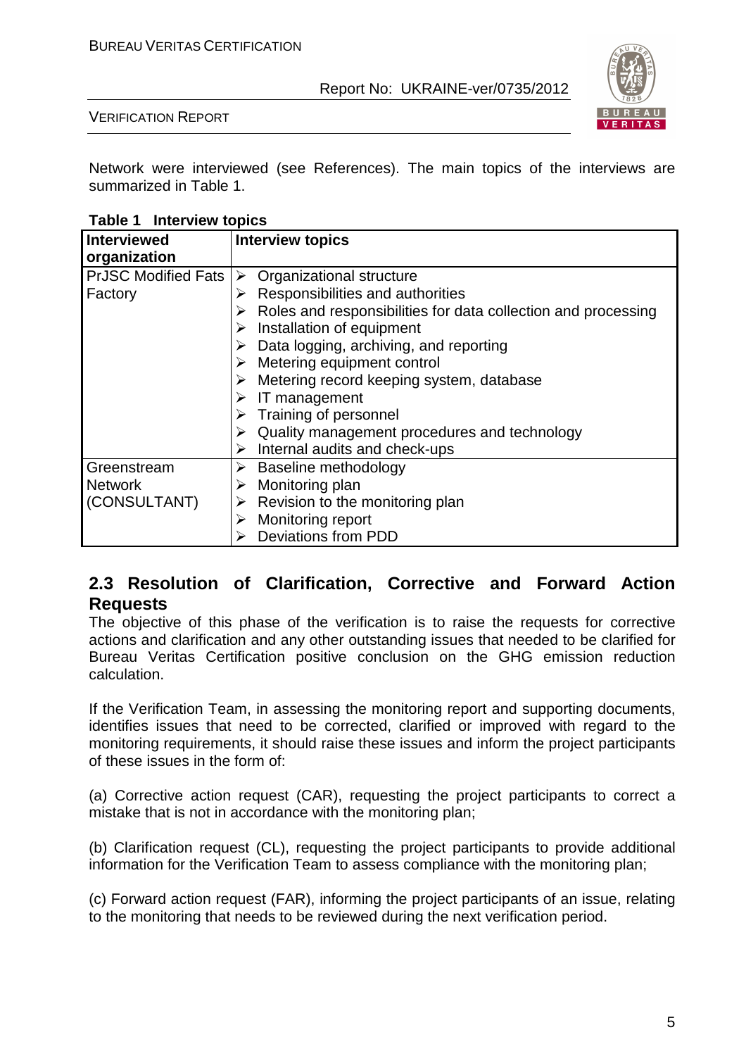Network were interviewed (see References). The main topics of the interviews are summarized in Table 1.

**Table 1 Interview topics**

| Interviewed organization | Interview topics |
|---|---|
| PrJSC Modified Fats Factory | ➢ Organizational structure<br>➢ Responsibilities and authorities<br>➢ Roles and responsibilities for data collection and processing<br>➢ Installation of equipment<br>➢ Data logging, archiving, and reporting<br>➢ Metering equipment control<br>➢ Metering record keeping system, database<br>➢ IT management<br>➢ Training of personnel<br>➢ Quality management procedures and technology<br>➢ Internal audits and check-ups |
| Greenstream Network (CONSULTANT) | ➢ Baseline methodology<br>➢ Monitoring plan<br>➢ Revision to the monitoring plan<br>➢ Monitoring report<br>➢ Deviations from PDD |

## 2.3 Resolution of Clarification, Corrective and Forward Action Requests

The objective of this phase of the verification is to raise the requests for corrective actions and clarification and any other outstanding issues that needed to be clarified for Bureau Veritas Certification positive conclusion on the GHG emission reduction calculation.

If the Verification Team, in assessing the monitoring report and supporting documents, identifies issues that need to be corrected, clarified or improved with regard to the monitoring requirements, it should raise these issues and inform the project participants of these issues in the form of:

(a) Corrective action request (CAR), requesting the project participants to correct a mistake that is not in accordance with the monitoring plan;

(b) Clarification request (CL), requesting the project participants to provide additional information for the Verification Team to assess compliance with the monitoring plan;

(c) Forward action request (FAR), informing the project participants of an issue, relating to the monitoring that needs to be reviewed during the next verification period.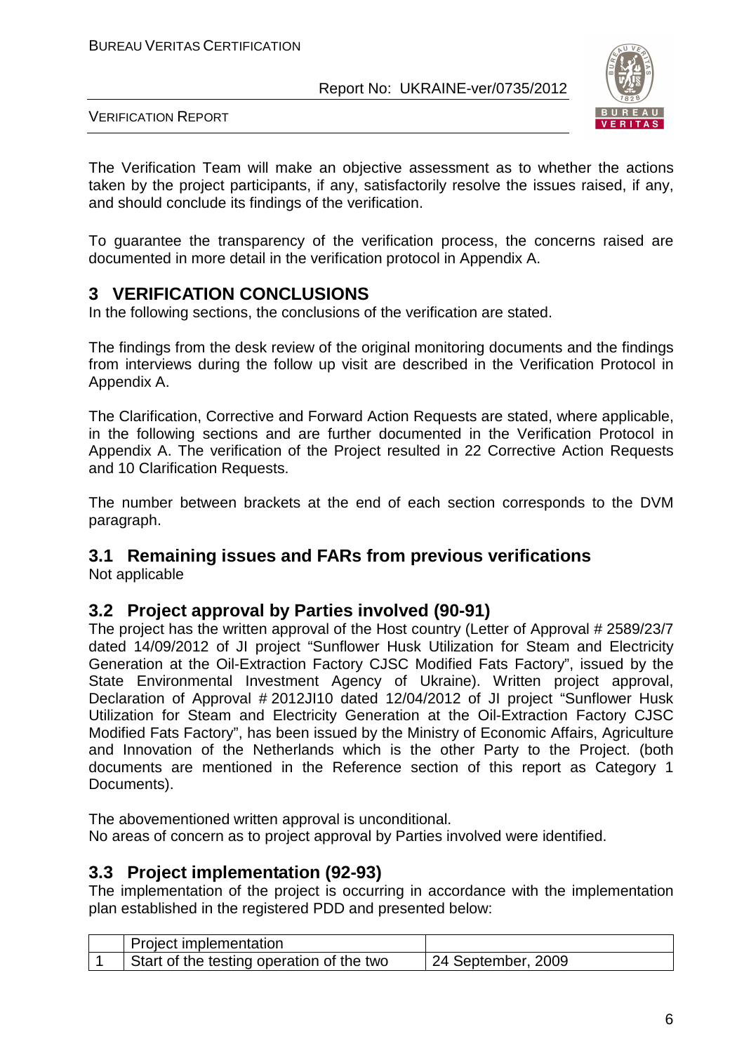The Verification Team will make an objective assessment as to whether the actions taken by the project participants, if any, satisfactorily resolve the issues raised, if any, and should conclude its findings of the verification.

To guarantee the transparency of the verification process, the concerns raised are documented in more detail in the verification protocol in Appendix A.

# 3 VERIFICATION CONCLUSIONS

In the following sections, the conclusions of the verification are stated.

The findings from the desk review of the original monitoring documents and the findings from interviews during the follow up visit are described in the Verification Protocol in Appendix A.

The Clarification, Corrective and Forward Action Requests are stated, where applicable, in the following sections and are further documented in the Verification Protocol in Appendix A. The verification of the Project resulted in 22 Corrective Action Requests and 10 Clarification Requests.

The number between brackets at the end of each section corresponds to the DVM paragraph.

## 3.1 Remaining issues and FARs from previous verifications

Not applicable

## 3.2 Project approval by Parties involved (90-91)

The project has the written approval of the Host country (Letter of Approval # 2589/23/7 dated 14/09/2012 of JI project "Sunflower Husk Utilization for Steam and Electricity Generation at the Oil-Extraction Factory CJSC Modified Fats Factory", issued by the State Environmental Investment Agency of Ukraine). Written project approval, Declaration of Approval # 2012JI10 dated 12/04/2012 of JI project "Sunflower Husk Utilization for Steam and Electricity Generation at the Oil-Extraction Factory CJSC Modified Fats Factory", has been issued by the Ministry of Economic Affairs, Agriculture and Innovation of the Netherlands which is the other Party to the Project. (both documents are mentioned in the Reference section of this report as Category 1 Documents).

The abovementioned written approval is unconditional.
No areas of concern as to project approval by Parties involved were identified.

## 3.3 Project implementation (92-93)

The implementation of the project is occurring in accordance with the implementation plan established in the registered PDD and presented below:

| | Project implementation | |
|---|---|---|
| 1 | Start of the testing operation of the two | 24 September, 2009 |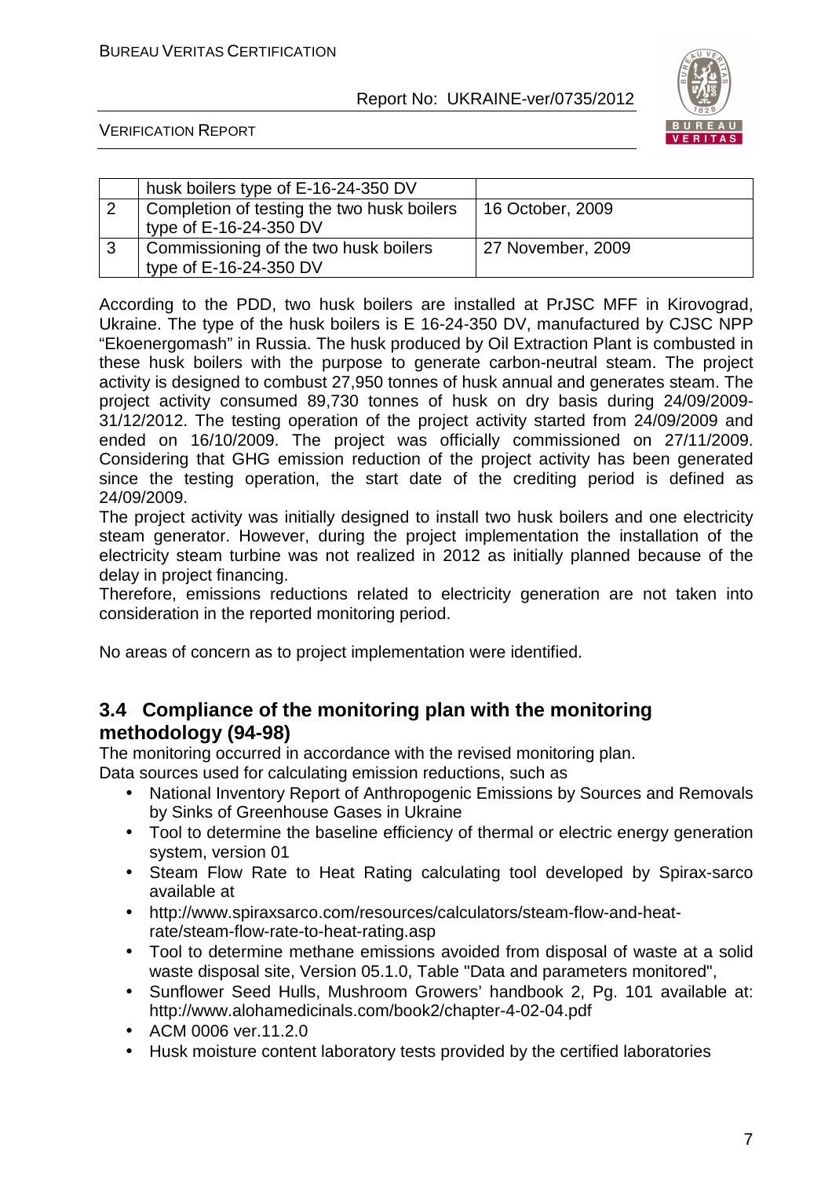|   | husk boilers type of E-16-24-350 DV |   |
|---|---|---|
| 2 | Completion of testing the two husk boilers type of E-16-24-350 DV | 16 October, 2009 |
| 3 | Commissioning of the two husk boilers type of E-16-24-350 DV | 27 November, 2009 |

According to the PDD, two husk boilers are installed at PrJSC MFF in Kirovograd, Ukraine. The type of the husk boilers is E 16-24-350 DV, manufactured by CJSC NPP "Ekoenergomash" in Russia. The husk produced by Oil Extraction Plant is combusted in these husk boilers with the purpose to generate carbon-neutral steam. The project activity is designed to combust 27,950 tonnes of husk annual and generates steam. The project activity consumed 89,730 tonnes of husk on dry basis during 24/09/2009-31/12/2012. The testing operation of the project activity started from 24/09/2009 and ended on 16/10/2009. The project was officially commissioned on 27/11/2009. Considering that GHG emission reduction of the project activity has been generated since the testing operation, the start date of the crediting period is defined as 24/09/2009.

The project activity was initially designed to install two husk boilers and one electricity steam generator. However, during the project implementation the installation of the electricity steam turbine was not realized in 2012 as initially planned because of the delay in project financing.

Therefore, emissions reductions related to electricity generation are not taken into consideration in the reported monitoring period.

No areas of concern as to project implementation were identified.

## 3.4 Compliance of the monitoring plan with the monitoring methodology (94-98)

The monitoring occurred in accordance with the revised monitoring plan.

Data sources used for calculating emission reductions, such as

- National Inventory Report of Anthropogenic Emissions by Sources and Removals by Sinks of Greenhouse Gases in Ukraine
- Tool to determine the baseline efficiency of thermal or electric energy generation system, version 01
- Steam Flow Rate to Heat Rating calculating tool developed by Spirax-sarco available at
- http://www.spiraxsarco.com/resources/calculators/steam-flow-and-heat-rate/steam-flow-rate-to-heat-rating.asp
- Tool to determine methane emissions avoided from disposal of waste at a solid waste disposal site, Version 05.1.0, Table "Data and parameters monitored",
- Sunflower Seed Hulls, Mushroom Growers' handbook 2, Pg. 101 available at: http://www.alohamedicinals.com/book2/chapter-4-02-04.pdf
- ACM 0006 ver.11.2.0
- Husk moisture content laboratory tests provided by the certified laboratories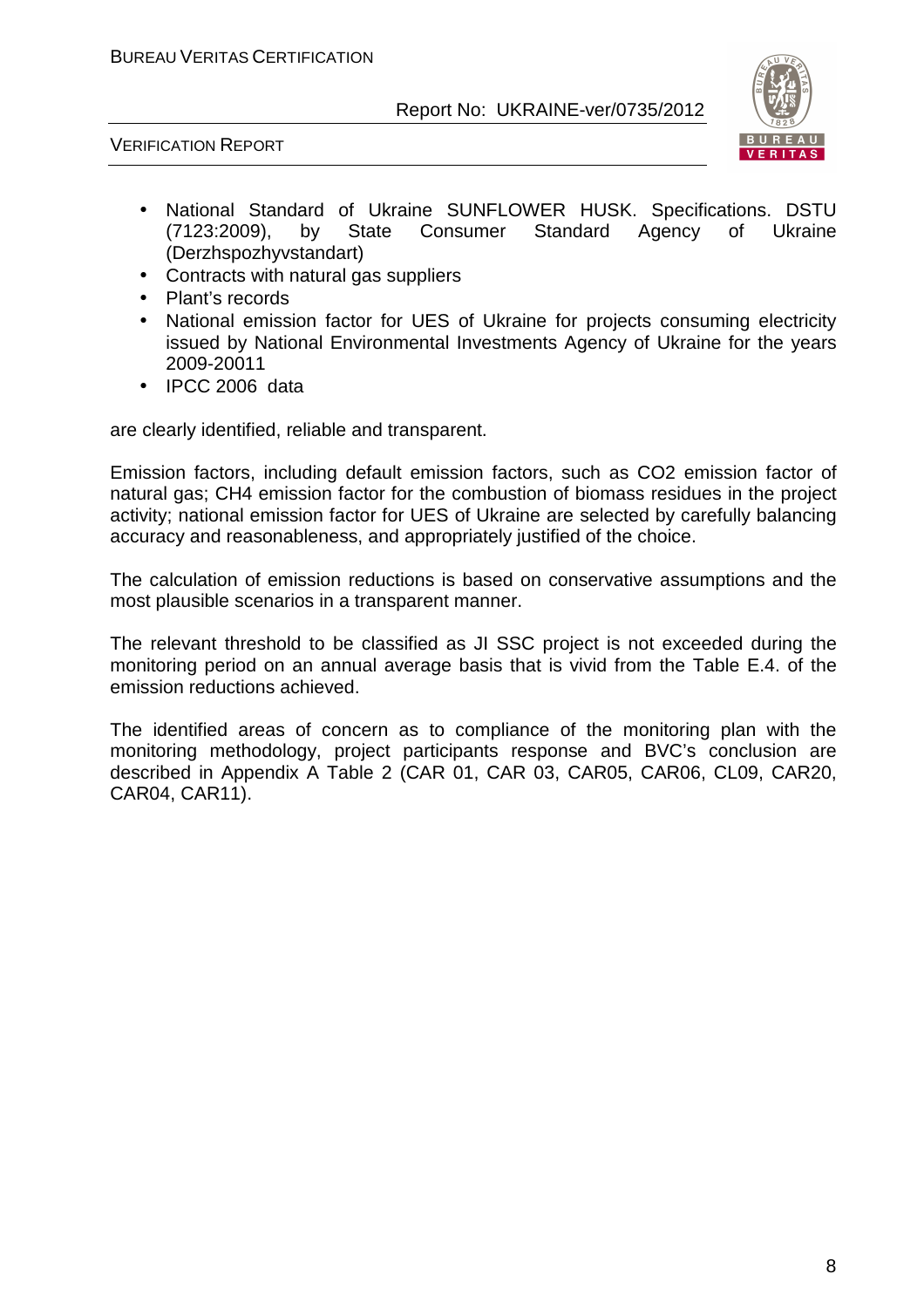- National Standard of Ukraine SUNFLOWER HUSK. Specifications. DSTU (7123:2009), by State Consumer Standard Agency of Ukraine (Derzhspozhyvstandart)
- Contracts with natural gas suppliers
- Plant's records
- National emission factor for UES of Ukraine for projects consuming electricity issued by National Environmental Investments Agency of Ukraine for the years 2009-20011
- IPCC 2006 data

are clearly identified, reliable and transparent.

Emission factors, including default emission factors, such as CO2 emission factor of natural gas; CH4 emission factor for the combustion of biomass residues in the project activity; national emission factor for UES of Ukraine are selected by carefully balancing accuracy and reasonableness, and appropriately justified of the choice.

The calculation of emission reductions is based on conservative assumptions and the most plausible scenarios in a transparent manner.

The relevant threshold to be classified as JI SSC project is not exceeded during the monitoring period on an annual average basis that is vivid from the Table E.4. of the emission reductions achieved.

The identified areas of concern as to compliance of the monitoring plan with the monitoring methodology, project participants response and BVC's conclusion are described in Appendix A Table 2 (CAR 01, CAR 03, CAR05, CAR06, CL09, CAR20, CAR04, CAR11).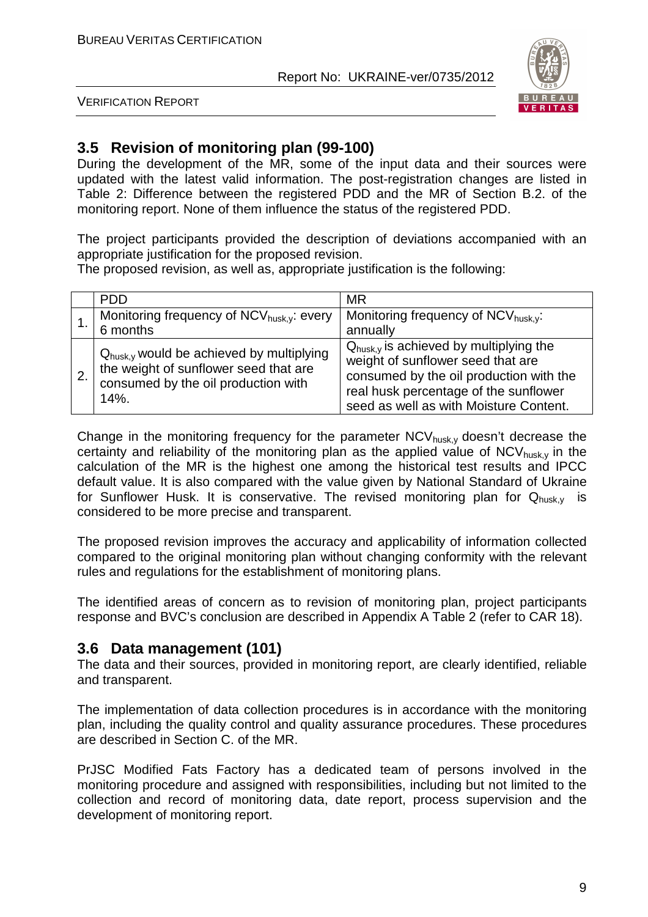## 3.5 Revision of monitoring plan (99-100)

During the development of the MR, some of the input data and their sources were updated with the latest valid information. The post-registration changes are listed in Table 2: Difference between the registered PDD and the MR of Section B.2. of the monitoring report. None of them influence the status of the registered PDD.

The project participants provided the description of deviations accompanied with an appropriate justification for the proposed revision.
The proposed revision, as well as, appropriate justification is the following:

| | PDD | MR |
|---|---|---|
| 1. | Monitoring frequency of $NCV_{husk,y}$: every 6 months | Monitoring frequency of $NCV_{husk,y}$: annually |
| 2. | $Q_{husk,y}$ would be achieved by multiplying the weight of sunflower seed that are consumed by the oil production with 14%. | $Q_{husk,y}$ is achieved by multiplying the weight of sunflower seed that are consumed by the oil production with the real husk percentage of the sunflower seed as well as with Moisture Content. |

Change in the monitoring frequency for the parameter $NCV_{husk,y}$ doesn't decrease the certainty and reliability of the monitoring plan as the applied value of $NCV_{husk,y}$ in the calculation of the MR is the highest one among the historical test results and IPCC default value. It is also compared with the value given by National Standard of Ukraine for Sunflower Husk. It is conservative. The revised monitoring plan for $Q_{husk,y}$ is considered to be more precise and transparent.

The proposed revision improves the accuracy and applicability of information collected compared to the original monitoring plan without changing conformity with the relevant rules and regulations for the establishment of monitoring plans.

The identified areas of concern as to revision of monitoring plan, project participants response and BVC's conclusion are described in Appendix A Table 2 (refer to CAR 18).

## 3.6 Data management (101)

The data and their sources, provided in monitoring report, are clearly identified, reliable and transparent.

The implementation of data collection procedures is in accordance with the monitoring plan, including the quality control and quality assurance procedures. These procedures are described in Section C. of the MR.

PrJSC Modified Fats Factory has a dedicated team of persons involved in the monitoring procedure and assigned with responsibilities, including but not limited to the collection and record of monitoring data, date report, process supervision and the development of monitoring report.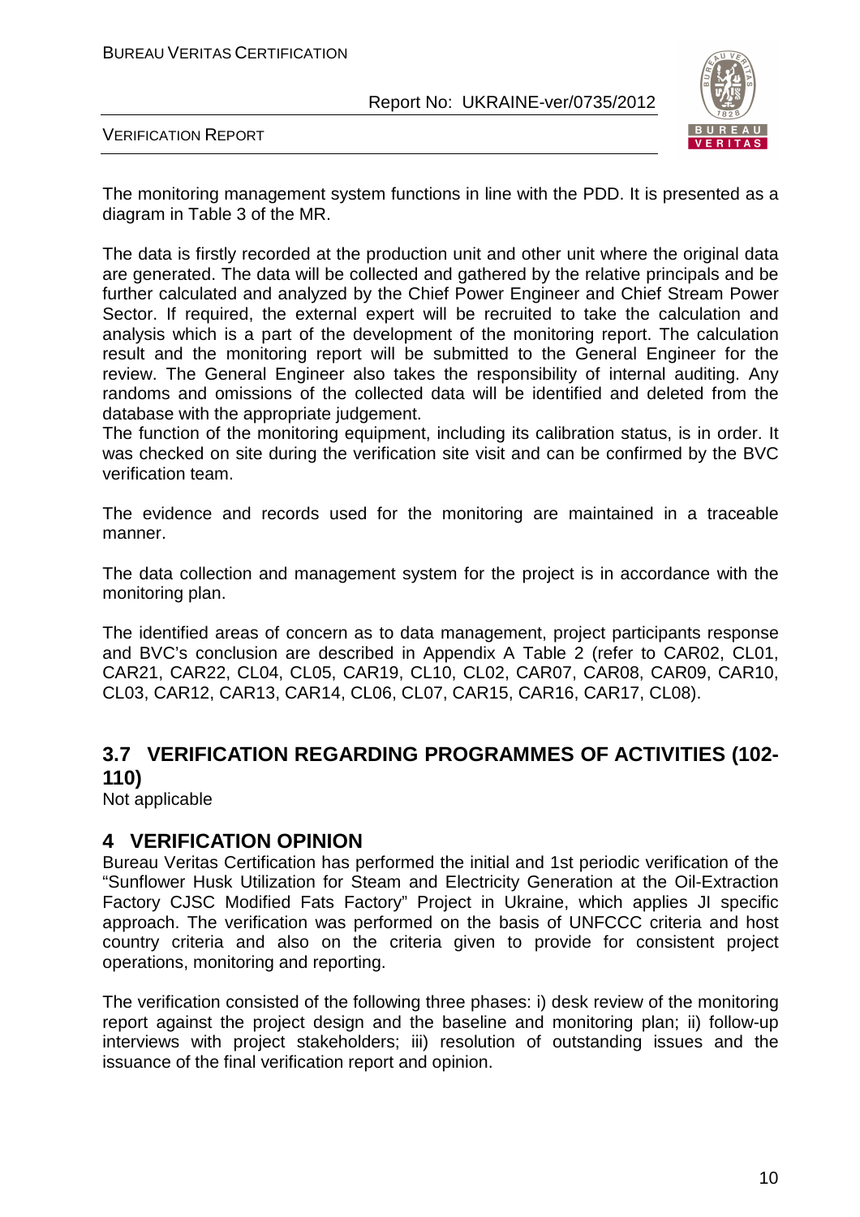The monitoring management system functions in line with the PDD. It is presented as a diagram in Table 3 of the MR.

The data is firstly recorded at the production unit and other unit where the original data are generated. The data will be collected and gathered by the relative principals and be further calculated and analyzed by the Chief Power Engineer and Chief Stream Power Sector. If required, the external expert will be recruited to take the calculation and analysis which is a part of the development of the monitoring report. The calculation result and the monitoring report will be submitted to the General Engineer for the review. The General Engineer also takes the responsibility of internal auditing. Any randoms and omissions of the collected data will be identified and deleted from the database with the appropriate judgement.
The function of the monitoring equipment, including its calibration status, is in order. It was checked on site during the verification site visit and can be confirmed by the BVC verification team.

The evidence and records used for the monitoring are maintained in a traceable manner.

The data collection and management system for the project is in accordance with the monitoring plan.

The identified areas of concern as to data management, project participants response and BVC's conclusion are described in Appendix A Table 2 (refer to CAR02, CL01, CAR21, CAR22, CL04, CL05, CAR19, CL10, CL02, CAR07, CAR08, CAR09, CAR10, CL03, CAR12, CAR13, CAR14, CL06, CL07, CAR15, CAR16, CAR17, CL08).

## 3.7 VERIFICATION REGARDING PROGRAMMES OF ACTIVITIES (102-110)

Not applicable

# 4 VERIFICATION OPINION

Bureau Veritas Certification has performed the initial and 1st periodic verification of the "Sunflower Husk Utilization for Steam and Electricity Generation at the Oil-Extraction Factory CJSC Modified Fats Factory" Project in Ukraine, which applies JI specific approach. The verification was performed on the basis of UNFCCC criteria and host country criteria and also on the criteria given to provide for consistent project operations, monitoring and reporting.

The verification consisted of the following three phases: i) desk review of the monitoring report against the project design and the baseline and monitoring plan; ii) follow-up interviews with project stakeholders; iii) resolution of outstanding issues and the issuance of the final verification report and opinion.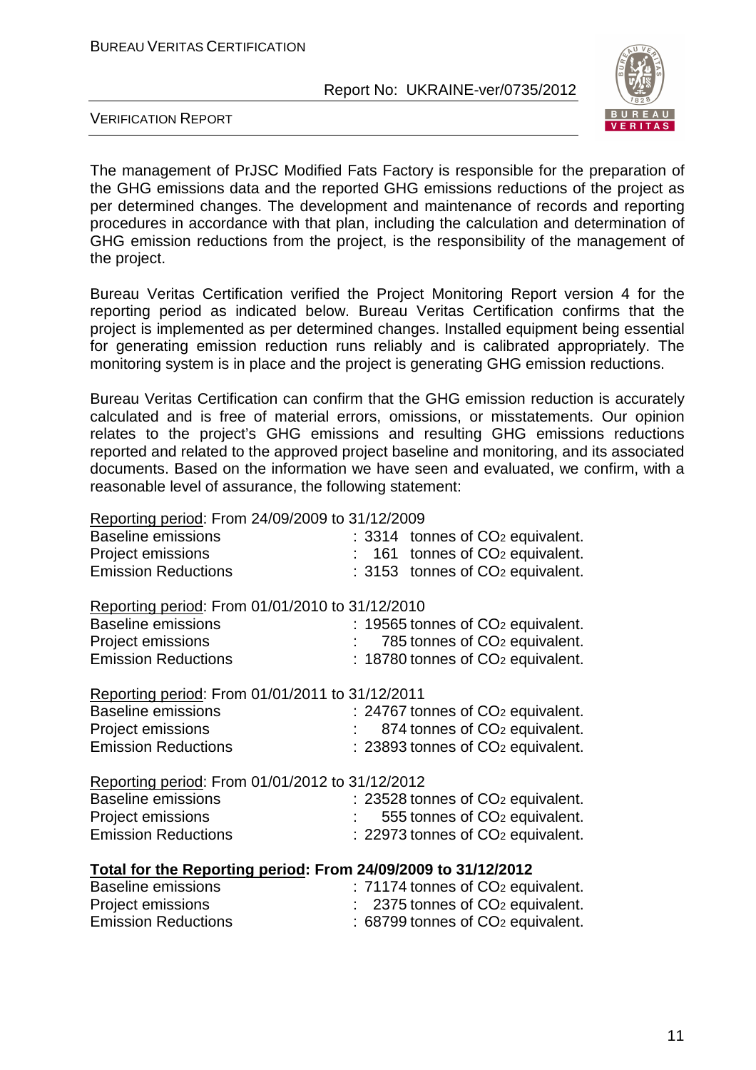The management of PrJSC Modified Fats Factory is responsible for the preparation of the GHG emissions data and the reported GHG emissions reductions of the project as per determined changes. The development and maintenance of records and reporting procedures in accordance with that plan, including the calculation and determination of GHG emission reductions from the project, is the responsibility of the management of the project.

Bureau Veritas Certification verified the Project Monitoring Report version 4 for the reporting period as indicated below. Bureau Veritas Certification confirms that the project is implemented as per determined changes. Installed equipment being essential for generating emission reduction runs reliably and is calibrated appropriately. The monitoring system is in place and the project is generating GHG emission reductions.

Bureau Veritas Certification can confirm that the GHG emission reduction is accurately calculated and is free of material errors, omissions, or misstatements. Our opinion relates to the project's GHG emissions and resulting GHG emissions reductions reported and related to the approved project baseline and monitoring, and its associated documents. Based on the information we have seen and evaluated, we confirm, with a reasonable level of assurance, the following statement:

Reporting period: From 24/09/2009 to 31/12/2009

| | |
|---|---|
| Baseline emissions | : 3314 tonnes of $CO_2$ equivalent. |
| Project emissions | : 161 tonnes of $CO_2$ equivalent. |
| Emission Reductions | : 3153 tonnes of $CO_2$ equivalent. |

Reporting period: From 01/01/2010 to 31/12/2010

| | |
|---|---|
| Baseline emissions | : 19565 tonnes of $CO_2$ equivalent. |
| Project emissions | : 785 tonnes of $CO_2$ equivalent. |
| Emission Reductions | : 18780 tonnes of $CO_2$ equivalent. |

Reporting period: From 01/01/2011 to 31/12/2011

| | |
|---|---|
| Baseline emissions | : 24767 tonnes of $CO_2$ equivalent. |
| Project emissions | : 874 tonnes of $CO_2$ equivalent. |
| Emission Reductions | : 23893 tonnes of $CO_2$ equivalent. |

Reporting period: From 01/01/2012 to 31/12/2012

| | |
|---|---|
| Baseline emissions | : 23528 tonnes of $CO_2$ equivalent. |
| Project emissions | : 555 tonnes of $CO_2$ equivalent. |
| Emission Reductions | : 22973 tonnes of $CO_2$ equivalent. |

**Total for the Reporting period: From 24/09/2009 to 31/12/2012**

| | |
|---|---|
| Baseline emissions | : 71174 tonnes of $CO_2$ equivalent. |
| Project emissions | : 2375 tonnes of $CO_2$ equivalent. |
| Emission Reductions | : 68799 tonnes of $CO_2$ equivalent. |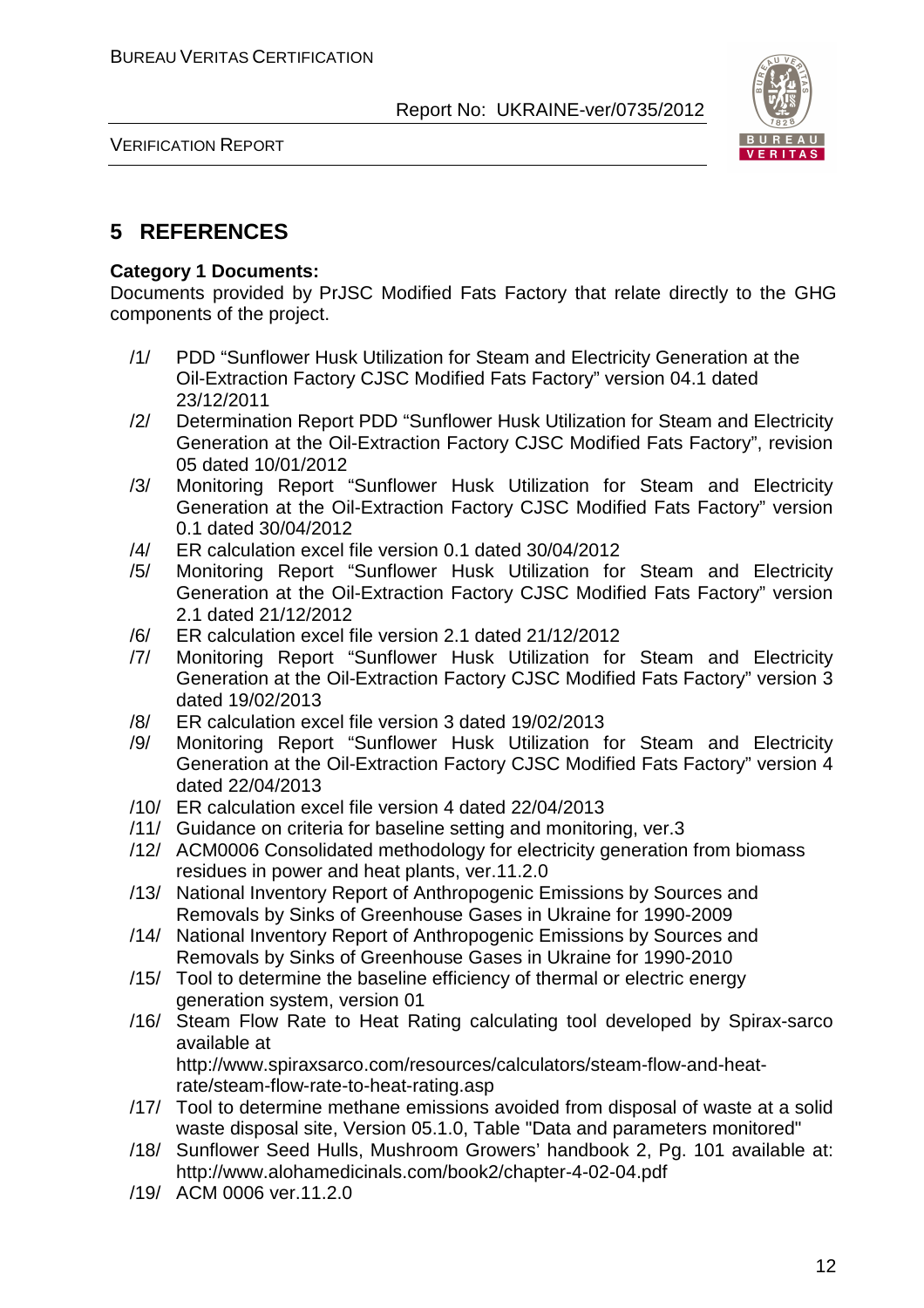# 5 REFERENCES

**Category 1 Documents:**

Documents provided by PrJSC Modified Fats Factory that relate directly to the GHG components of the project.

/1/ PDD "Sunflower Husk Utilization for Steam and Electricity Generation at the Oil-Extraction Factory CJSC Modified Fats Factory" version 04.1 dated 23/12/2011

/2/ Determination Report PDD "Sunflower Husk Utilization for Steam and Electricity Generation at the Oil-Extraction Factory CJSC Modified Fats Factory", revision 05 dated 10/01/2012

/3/ Monitoring Report "Sunflower Husk Utilization for Steam and Electricity Generation at the Oil-Extraction Factory CJSC Modified Fats Factory" version 0.1 dated 30/04/2012

/4/ ER calculation excel file version 0.1 dated 30/04/2012

/5/ Monitoring Report "Sunflower Husk Utilization for Steam and Electricity Generation at the Oil-Extraction Factory CJSC Modified Fats Factory" version 2.1 dated 21/12/2012

/6/ ER calculation excel file version 2.1 dated 21/12/2012

/7/ Monitoring Report "Sunflower Husk Utilization for Steam and Electricity Generation at the Oil-Extraction Factory CJSC Modified Fats Factory" version 3 dated 19/02/2013

/8/ ER calculation excel file version 3 dated 19/02/2013

/9/ Monitoring Report "Sunflower Husk Utilization for Steam and Electricity Generation at the Oil-Extraction Factory CJSC Modified Fats Factory" version 4 dated 22/04/2013

/10/ ER calculation excel file version 4 dated 22/04/2013

/11/ Guidance on criteria for baseline setting and monitoring, ver.3

/12/ ACM0006 Consolidated methodology for electricity generation from biomass residues in power and heat plants, ver.11.2.0

/13/ National Inventory Report of Anthropogenic Emissions by Sources and Removals by Sinks of Greenhouse Gases in Ukraine for 1990-2009

/14/ National Inventory Report of Anthropogenic Emissions by Sources and Removals by Sinks of Greenhouse Gases in Ukraine for 1990-2010

/15/ Tool to determine the baseline efficiency of thermal or electric energy generation system, version 01

/16/ Steam Flow Rate to Heat Rating calculating tool developed by Spirax-sarco available at http://www.spiraxsarco.com/resources/calculators/steam-flow-and-heat-rate/steam-flow-rate-to-heat-rating.asp

/17/ Tool to determine methane emissions avoided from disposal of waste at a solid waste disposal site, Version 05.1.0, Table "Data and parameters monitored"

/18/ Sunflower Seed Hulls, Mushroom Growers' handbook 2, Pg. 101 available at: http://www.alohamedicinals.com/book2/chapter-4-02-04.pdf

/19/ ACM 0006 ver.11.2.0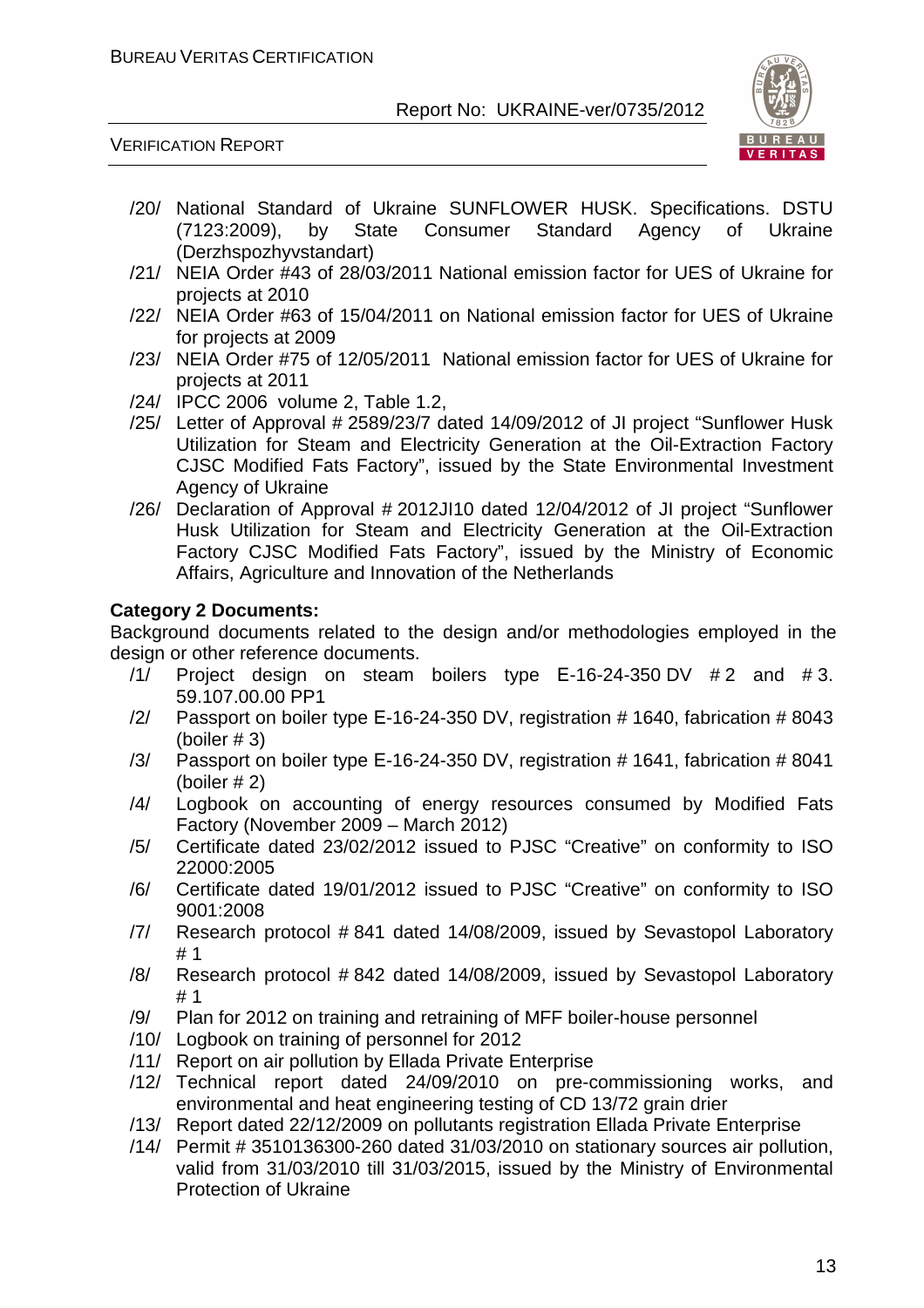/20/ National Standard of Ukraine SUNFLOWER HUSK. Specifications. DSTU (7123:2009), by State Consumer Standard Agency of Ukraine (Derzhspozhyvstandart)

/21/ NEIA Order #43 of 28/03/2011 National emission factor for UES of Ukraine for projects at 2010

/22/ NEIA Order #63 of 15/04/2011 on National emission factor for UES of Ukraine for projects at 2009

/23/ NEIA Order #75 of 12/05/2011 National emission factor for UES of Ukraine for projects at 2011

/24/ IPCC 2006 volume 2, Table 1.2,

/25/ Letter of Approval # 2589/23/7 dated 14/09/2012 of JI project "Sunflower Husk Utilization for Steam and Electricity Generation at the Oil-Extraction Factory CJSC Modified Fats Factory", issued by the State Environmental Investment Agency of Ukraine

/26/ Declaration of Approval # 2012JI10 dated 12/04/2012 of JI project "Sunflower Husk Utilization for Steam and Electricity Generation at the Oil-Extraction Factory CJSC Modified Fats Factory", issued by the Ministry of Economic Affairs, Agriculture and Innovation of the Netherlands

**Category 2 Documents:**

Background documents related to the design and/or methodologies employed in the design or other reference documents.

/1/ Project design on steam boilers type E-16-24-350 DV # 2 and # 3. 59.107.00.00 PP1

/2/ Passport on boiler type E-16-24-350 DV, registration # 1640, fabrication # 8043 (boiler # 3)

/3/ Passport on boiler type E-16-24-350 DV, registration # 1641, fabrication # 8041 (boiler # 2)

/4/ Logbook on accounting of energy resources consumed by Modified Fats Factory (November 2009 – March 2012)

/5/ Certificate dated 23/02/2012 issued to PJSC "Creative" on conformity to ISO 22000:2005

/6/ Certificate dated 19/01/2012 issued to PJSC "Creative" on conformity to ISO 9001:2008

/7/ Research protocol # 841 dated 14/08/2009, issued by Sevastopol Laboratory # 1

/8/ Research protocol # 842 dated 14/08/2009, issued by Sevastopol Laboratory # 1

/9/ Plan for 2012 on training and retraining of MFF boiler-house personnel

/10/ Logbook on training of personnel for 2012

/11/ Report on air pollution by Ellada Private Enterprise

/12/ Technical report dated 24/09/2010 on pre-commissioning works, and environmental and heat engineering testing of CD 13/72 grain drier

/13/ Report dated 22/12/2009 on pollutants registration Ellada Private Enterprise

/14/ Permit # 3510136300-260 dated 31/03/2010 on stationary sources air pollution, valid from 31/03/2010 till 31/03/2015, issued by the Ministry of Environmental Protection of Ukraine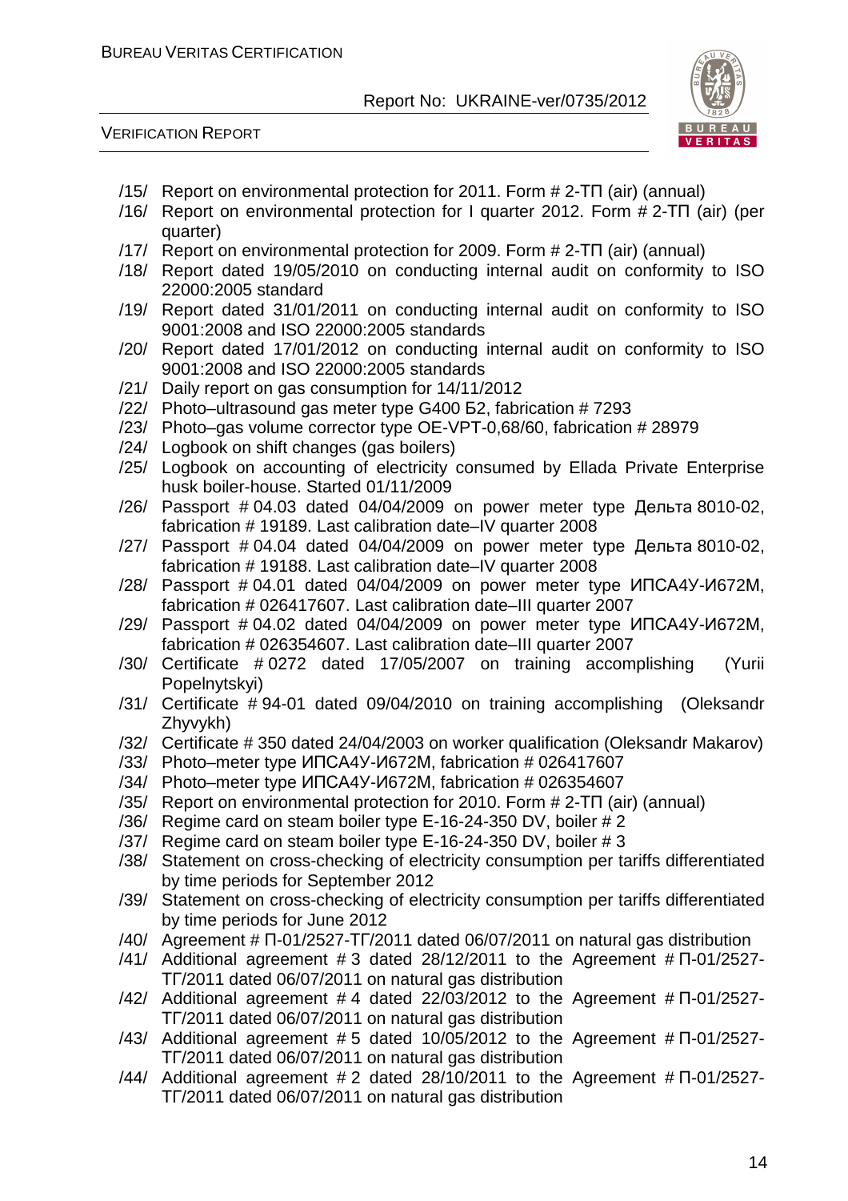/15/ Report on environmental protection for 2011. Form # 2-ТП (air) (annual)
/16/ Report on environmental protection for I quarter 2012. Form # 2-ТП (air) (per quarter)
/17/ Report on environmental protection for 2009. Form # 2-ТП (air) (annual)
/18/ Report dated 19/05/2010 on conducting internal audit on conformity to ISO 22000:2005 standard
/19/ Report dated 31/01/2011 on conducting internal audit on conformity to ISO 9001:2008 and ISO 22000:2005 standards
/20/ Report dated 17/01/2012 on conducting internal audit on conformity to ISO 9001:2008 and ISO 22000:2005 standards
/21/ Daily report on gas consumption for 14/11/2012
/22/ Photo–ultrasound gas meter type G400 Б2, fabrication # 7293
/23/ Photo–gas volume corrector type OE-VPT-0,68/60, fabrication # 28979
/24/ Logbook on shift changes (gas boilers)
/25/ Logbook on accounting of electricity consumed by Ellada Private Enterprise husk boiler-house. Started 01/11/2009
/26/ Passport # 04.03 dated 04/04/2009 on power meter type Дельта 8010-02, fabrication # 19189. Last calibration date–IV quarter 2008
/27/ Passport # 04.04 dated 04/04/2009 on power meter type Дельта 8010-02, fabrication # 19188. Last calibration date–IV quarter 2008
/28/ Passport # 04.01 dated 04/04/2009 on power meter type ИПСА4У-И672М, fabrication # 026417607. Last calibration date–III quarter 2007
/29/ Passport # 04.02 dated 04/04/2009 on power meter type ИПСА4У-И672М, fabrication # 026354607. Last calibration date–III quarter 2007
/30/ Certificate # 0272 dated 17/05/2007 on training accomplishing (Yurii Popelnytskyi)
/31/ Certificate # 94-01 dated 09/04/2010 on training accomplishing (Oleksandr Zhyvykh)
/32/ Certificate # 350 dated 24/04/2003 on worker qualification (Oleksandr Makarov)
/33/ Photo–meter type ИПСА4У-И672М, fabrication # 026417607
/34/ Photo–meter type ИПСА4У-И672М, fabrication # 026354607
/35/ Report on environmental protection for 2010. Form # 2-ТП (air) (annual)
/36/ Regime card on steam boiler type E-16-24-350 DV, boiler # 2
/37/ Regime card on steam boiler type E-16-24-350 DV, boiler # 3
/38/ Statement on cross-checking of electricity consumption per tariffs differentiated by time periods for September 2012
/39/ Statement on cross-checking of electricity consumption per tariffs differentiated by time periods for June 2012
/40/ Agreement # П-01/2527-ТГ/2011 dated 06/07/2011 on natural gas distribution
/41/ Additional agreement # 3 dated 28/12/2011 to the Agreement # П-01/2527-ТГ/2011 dated 06/07/2011 on natural gas distribution
/42/ Additional agreement # 4 dated 22/03/2012 to the Agreement # П-01/2527-ТГ/2011 dated 06/07/2011 on natural gas distribution
/43/ Additional agreement # 5 dated 10/05/2012 to the Agreement # П-01/2527-ТГ/2011 dated 06/07/2011 on natural gas distribution
/44/ Additional agreement # 2 dated 28/10/2011 to the Agreement # П-01/2527-ТГ/2011 dated 06/07/2011 on natural gas distribution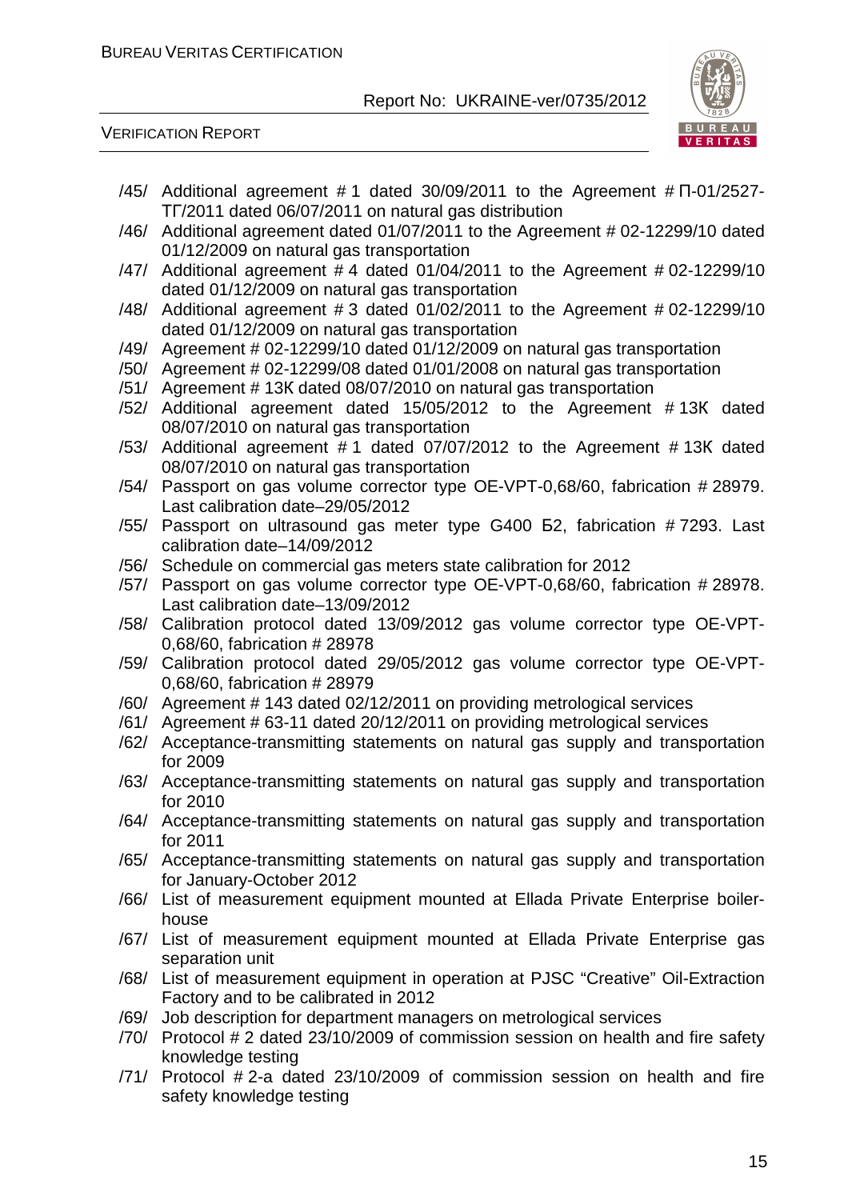/45/ Additional agreement # 1 dated 30/09/2011 to the Agreement # П-01/2527-ТГ/2011 dated 06/07/2011 on natural gas distribution

/46/ Additional agreement dated 01/07/2011 to the Agreement # 02-12299/10 dated 01/12/2009 on natural gas transportation

/47/ Additional agreement # 4 dated 01/04/2011 to the Agreement # 02-12299/10 dated 01/12/2009 on natural gas transportation

/48/ Additional agreement # 3 dated 01/02/2011 to the Agreement # 02-12299/10 dated 01/12/2009 on natural gas transportation

/49/ Agreement # 02-12299/10 dated 01/12/2009 on natural gas transportation

/50/ Agreement # 02-12299/08 dated 01/01/2008 on natural gas transportation

/51/ Agreement # 13К dated 08/07/2010 on natural gas transportation

/52/ Additional agreement dated 15/05/2012 to the Agreement # 13К dated 08/07/2010 on natural gas transportation

/53/ Additional agreement # 1 dated 07/07/2012 to the Agreement # 13К dated 08/07/2010 on natural gas transportation

/54/ Passport on gas volume corrector type OE-VPT-0,68/60, fabrication # 28979. Last calibration date–29/05/2012

/55/ Passport on ultrasound gas meter type G400 Б2, fabrication # 7293. Last calibration date–14/09/2012

/56/ Schedule on commercial gas meters state calibration for 2012

/57/ Passport on gas volume corrector type OE-VPT-0,68/60, fabrication # 28978. Last calibration date–13/09/2012

/58/ Calibration protocol dated 13/09/2012 gas volume corrector type OE-VPT-0,68/60, fabrication # 28978

/59/ Calibration protocol dated 29/05/2012 gas volume corrector type OE-VPT-0,68/60, fabrication # 28979

/60/ Agreement # 143 dated 02/12/2011 on providing metrological services

/61/ Agreement # 63-11 dated 20/12/2011 on providing metrological services

/62/ Acceptance-transmitting statements on natural gas supply and transportation for 2009

/63/ Acceptance-transmitting statements on natural gas supply and transportation for 2010

/64/ Acceptance-transmitting statements on natural gas supply and transportation for 2011

/65/ Acceptance-transmitting statements on natural gas supply and transportation for January-October 2012

/66/ List of measurement equipment mounted at Ellada Private Enterprise boiler-house

/67/ List of measurement equipment mounted at Ellada Private Enterprise gas separation unit

/68/ List of measurement equipment in operation at PJSC “Creative” Oil-Extraction Factory and to be calibrated in 2012

/69/ Job description for department managers on metrological services

/70/ Protocol # 2 dated 23/10/2009 of commission session on health and fire safety knowledge testing

/71/ Protocol # 2-a dated 23/10/2009 of commission session on health and fire safety knowledge testing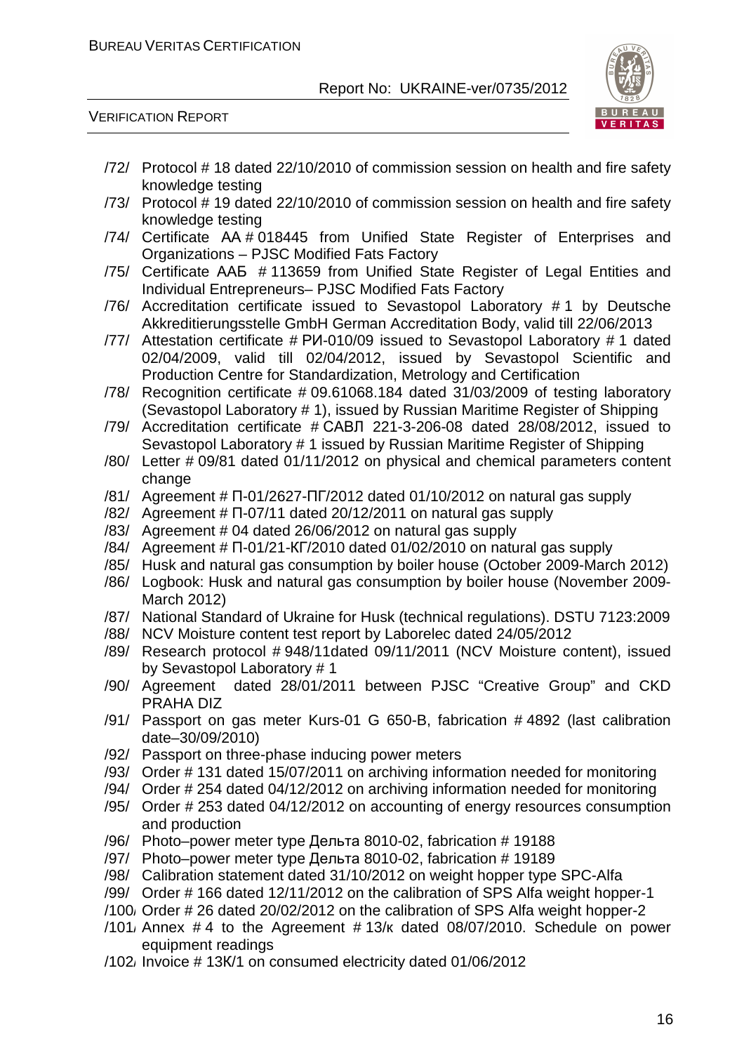/72/ Protocol # 18 dated 22/10/2010 of commission session on health and fire safety knowledge testing

/73/ Protocol # 19 dated 22/10/2010 of commission session on health and fire safety knowledge testing

/74/ Certificate АА # 018445 from Unified State Register of Enterprises and Organizations – PJSC Modified Fats Factory

/75/ Certificate ААБ # 113659 from Unified State Register of Legal Entities and Individual Entrepreneurs– PJSC Modified Fats Factory

/76/ Accreditation certificate issued to Sevastopol Laboratory # 1 by Deutsche Akkreditierungsstelle GmbH German Accreditation Body, valid till 22/06/2013

/77/ Attestation certificate # РИ-010/09 issued to Sevastopol Laboratory # 1 dated 02/04/2009, valid till 02/04/2012, issued by Sevastopol Scientific and Production Centre for Standardization, Metrology and Certification

/78/ Recognition certificate # 09.61068.184 dated 31/03/2009 of testing laboratory (Sevastopol Laboratory # 1), issued by Russian Maritime Register of Shipping

/79/ Accreditation certificate # САВЛ 221-3-206-08 dated 28/08/2012, issued to Sevastopol Laboratory # 1 issued by Russian Maritime Register of Shipping

/80/ Letter # 09/81 dated 01/11/2012 on physical and chemical parameters content change

/81/ Agreement # П-01/2627-ПГ/2012 dated 01/10/2012 on natural gas supply

/82/ Agreement # П-07/11 dated 20/12/2011 on natural gas supply

/83/ Agreement # 04 dated 26/06/2012 on natural gas supply

/84/ Agreement # П-01/21-КГ/2010 dated 01/02/2010 on natural gas supply

/85/ Husk and natural gas consumption by boiler house (October 2009-March 2012)

/86/ Logbook: Husk and natural gas consumption by boiler house (November 2009-March 2012)

/87/ National Standard of Ukraine for Husk (technical regulations). DSTU 7123:2009

/88/ NCV Moisture content test report by Laborelec dated 24/05/2012

/89/ Research protocol # 948/11dated 09/11/2011 (NCV Moisture content), issued by Sevastopol Laboratory # 1

/90/ Agreement dated 28/01/2011 between PJSC "Creative Group" and CKD PRAHA DIZ

/91/ Passport on gas meter Kurs-01 G 650-B, fabrication # 4892 (last calibration date–30/09/2010)

/92/ Passport on three-phase inducing power meters

/93/ Order # 131 dated 15/07/2011 on archiving information needed for monitoring

/94/ Order # 254 dated 04/12/2012 on archiving information needed for monitoring

/95/ Order # 253 dated 04/12/2012 on accounting of energy resources consumption and production

/96/ Photo–power meter type Дельта 8010-02, fabrication # 19188

/97/ Photo–power meter type Дельта 8010-02, fabrication # 19189

/98/ Calibration statement dated 31/10/2012 on weight hopper type SPC-Alfa

/99/ Order # 166 dated 12/11/2012 on the calibration of SPS Alfa weight hopper-1

/100/ Order # 26 dated 20/02/2012 on the calibration of SPS Alfa weight hopper-2

/101/ Annex # 4 to the Agreement # 13/к dated 08/07/2010. Schedule on power equipment readings

/102/ Invoice # 13К/1 on consumed electricity dated 01/06/2012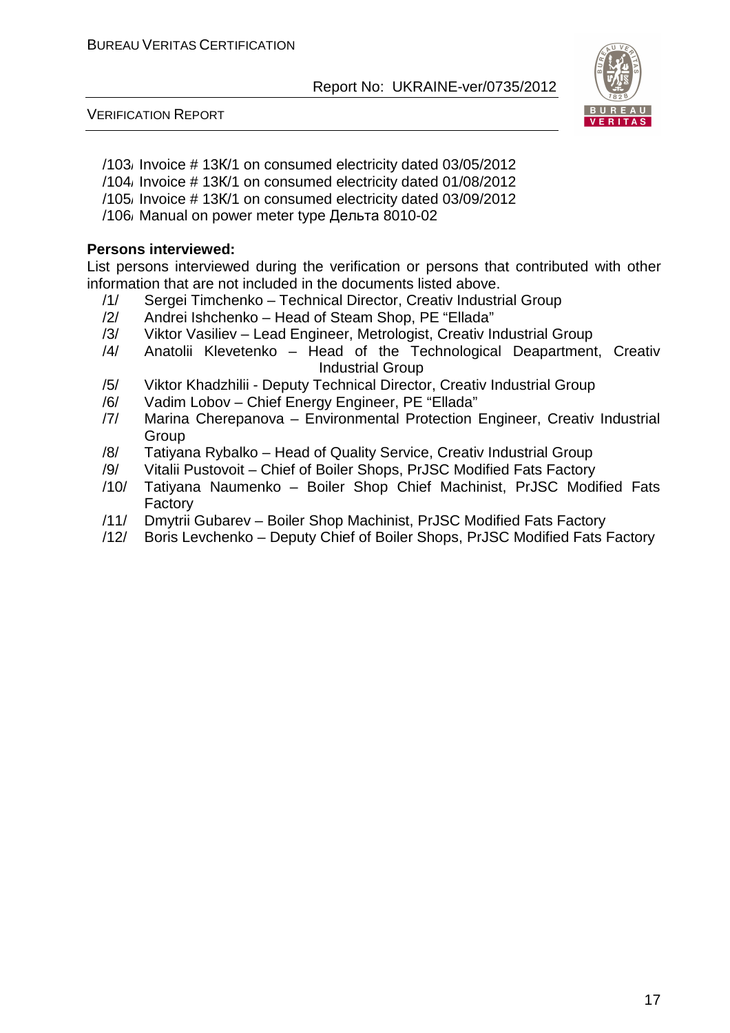/103/ Invoice # 13K/1 on consumed electricity dated 03/05/2012

/104/ Invoice # 13K/1 on consumed electricity dated 01/08/2012

/105/ Invoice # 13K/1 on consumed electricity dated 03/09/2012

/106/ Manual on power meter type Дельта 8010-02

**Persons interviewed:**

List persons interviewed during the verification or persons that contributed with other information that are not included in the documents listed above.

/1/ Sergei Timchenko – Technical Director, Creativ Industrial Group

/2/ Andrei Ishchenko – Head of Steam Shop, PE "Ellada"

/3/ Viktor Vasiliev – Lead Engineer, Metrologist, Creativ Industrial Group

/4/ Anatolii Klevetenko – Head of the Technological Deapartment, Creativ Industrial Group

/5/ Viktor Khadzhilii - Deputy Technical Director, Creativ Industrial Group

/6/ Vadim Lobov – Chief Energy Engineer, PE "Ellada"

/7/ Marina Cherepanova – Environmental Protection Engineer, Creativ Industrial Group

/8/ Tatiyana Rybalko – Head of Quality Service, Creativ Industrial Group

/9/ Vitalii Pustovoit – Chief of Boiler Shops, PrJSC Modified Fats Factory

/10/ Tatiyana Naumenko – Boiler Shop Chief Machinist, PrJSC Modified Fats Factory

/11/ Dmytrii Gubarev – Boiler Shop Machinist, PrJSC Modified Fats Factory

/12/ Boris Levchenko – Deputy Chief of Boiler Shops, PrJSC Modified Fats Factory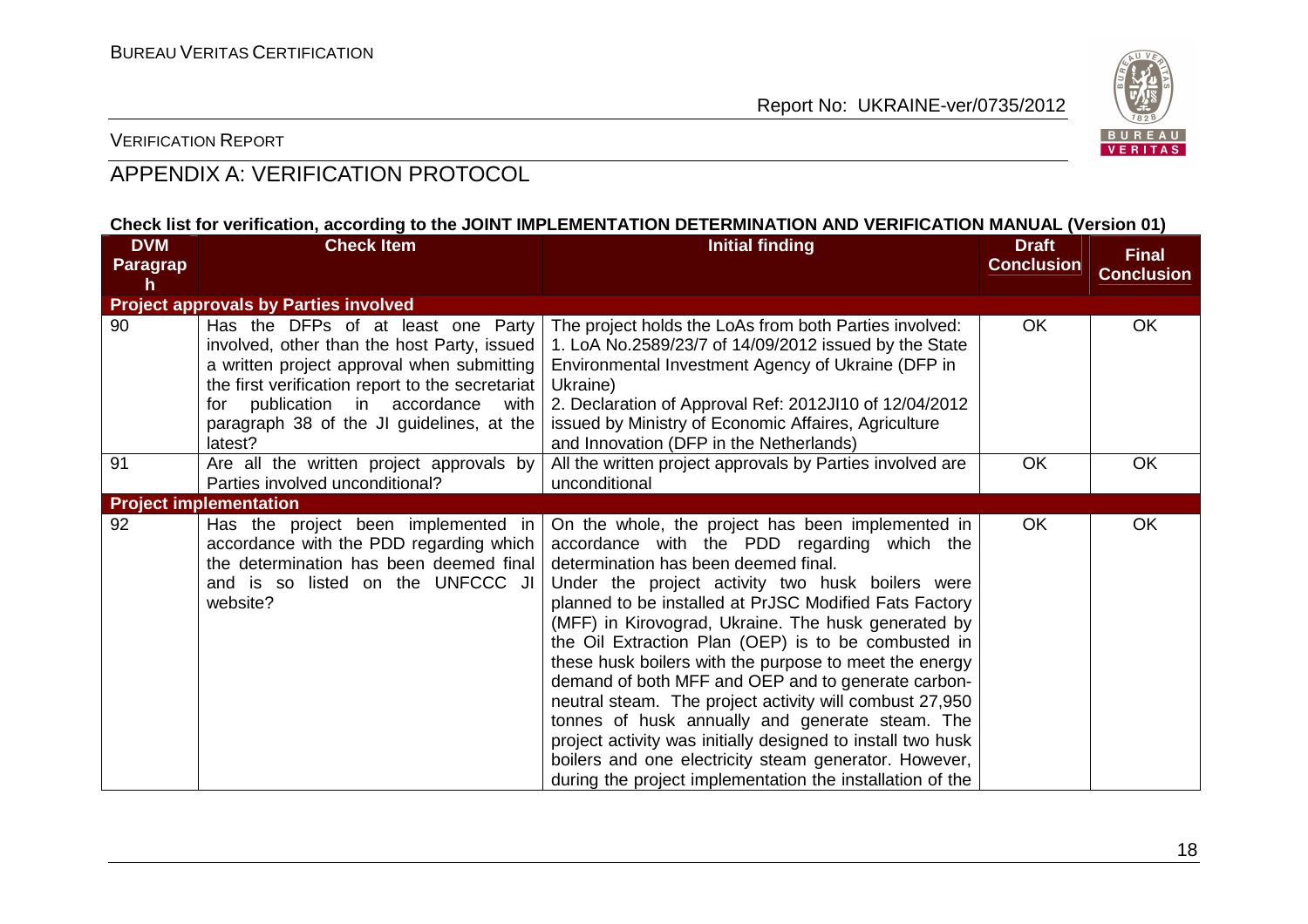## APPENDIX A: VERIFICATION PROTOCOL

**Check list for verification, according to the JOINT IMPLEMENTATION DETERMINATION AND VERIFICATION MANUAL (Version 01)**

| DVM Paragraph | Check Item | Initial finding | Draft Conclusion | Final Conclusion |
|---|---|---|---|---|
| **Project approvals by Parties involved** | | | | |
| 90 | Has the DFPs of at least one Party involved, other than the host Party, issued a written project approval when submitting the first verification report to the secretariat for publication in accordance with paragraph 38 of the JI guidelines, at the latest? | The project holds the LoAs from both Parties involved:<br>1. LoA No.2589/23/7 of 14/09/2012 issued by the State Environmental Investment Agency of Ukraine (DFP in Ukraine)<br>2. Declaration of Approval Ref: 2012JI10 of 12/04/2012 issued by Ministry of Economic Affaires, Agriculture and Innovation (DFP in the Netherlands) | OK | OK |
| 91 | Are all the written project approvals by Parties involved unconditional? | All the written project approvals by Parties involved are unconditional | OK | OK |
| **Project implementation** | | | | |
| 92 | Has the project been implemented in accordance with the PDD regarding which the determination has been deemed final and is so listed on the UNFCCC JI website? | On the whole, the project has been implemented in accordance with the PDD regarding which the determination has been deemed final.<br>Under the project activity two husk boilers were planned to be installed at PrJSC Modified Fats Factory (MFF) in Kirovograd, Ukraine. The husk generated by the Oil Extraction Plan (OEP) is to be combusted in these husk boilers with the purpose to meet the energy demand of both MFF and OEP and to generate carbon-neutral steam. The project activity will combust 27,950 tonnes of husk annually and generate steam. The project activity was initially designed to install two husk boilers and one electricity steam generator. However, during the project implementation the installation of the | OK | OK |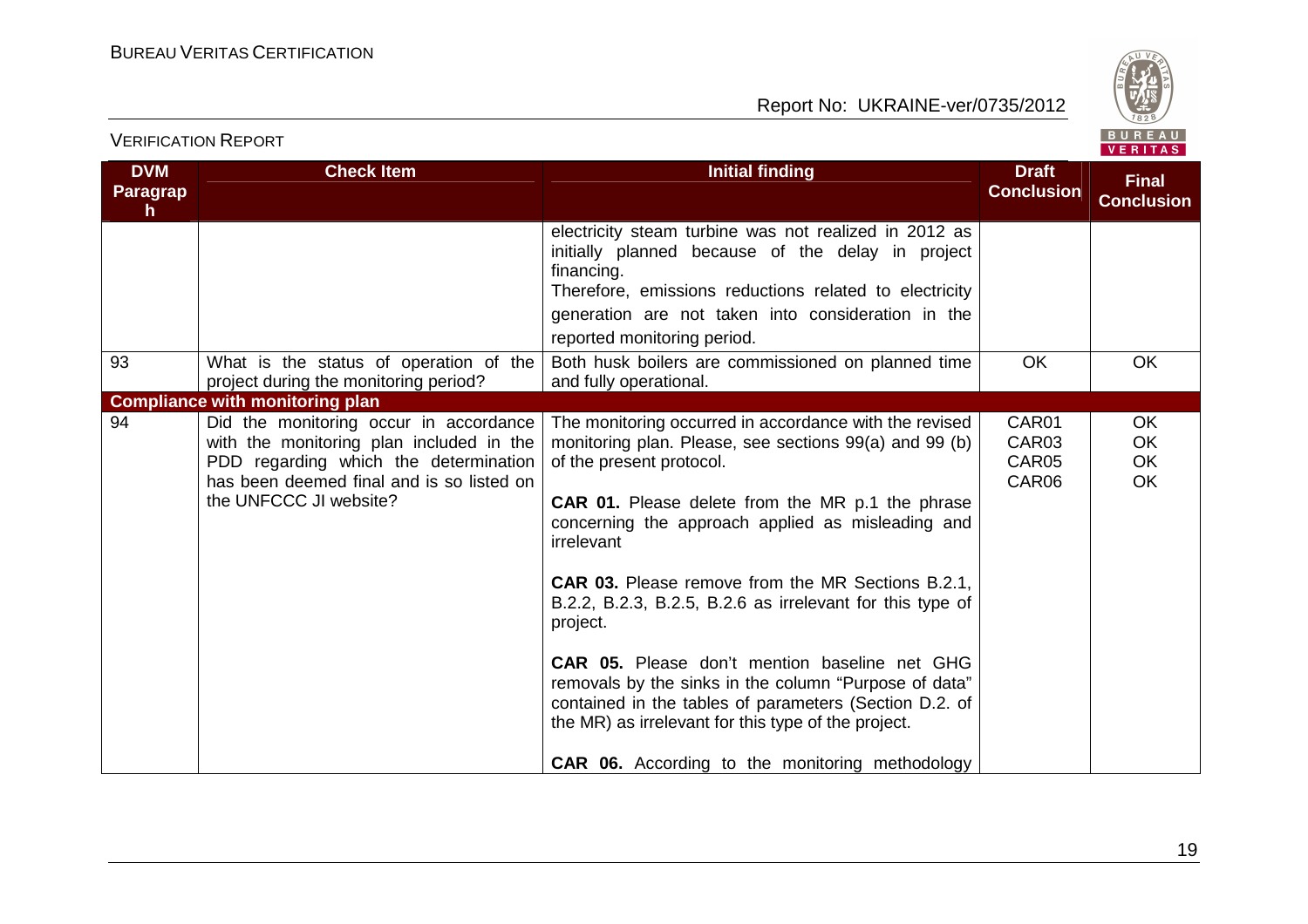| DVM Paragraph | Check Item | Initial finding | Draft Conclusion | Final Conclusion |
|---|---|---|---|---|
| | | electricity steam turbine was not realized in 2012 as initially planned because of the delay in project financing.<br>Therefore, emissions reductions related to electricity generation are not taken into consideration in the reported monitoring period. | | |
| 93 | What is the status of operation of the project during the monitoring period? | Both husk boilers are commissioned on planned time and fully operational. | OK | OK |
| **Compliance with monitoring plan** | | | | |
| 94 | Did the monitoring occur in accordance with the monitoring plan included in the PDD regarding which the determination has been deemed final and is so listed on the UNFCCC JI website? | The monitoring occurred in accordance with the revised monitoring plan. Please, see sections 99(a) and 99 (b) of the present protocol.<br><br>**CAR 01.** Please delete from the MR p.1 the phrase concerning the approach applied as misleading and irrelevant<br><br>**CAR 03.** Please remove from the MR Sections B.2.1, B.2.2, B.2.3, B.2.5, B.2.6 as irrelevant for this type of project.<br><br>**CAR 05.** Please don't mention baseline net GHG removals by the sinks in the column "Purpose of data" contained in the tables of parameters (Section D.2. of the MR) as irrelevant for this type of the project.<br><br>**CAR 06.** According to the monitoring methodology | CAR01<br>CAR03<br>CAR05<br>CAR06 | OK<br>OK<br>OK<br>OK |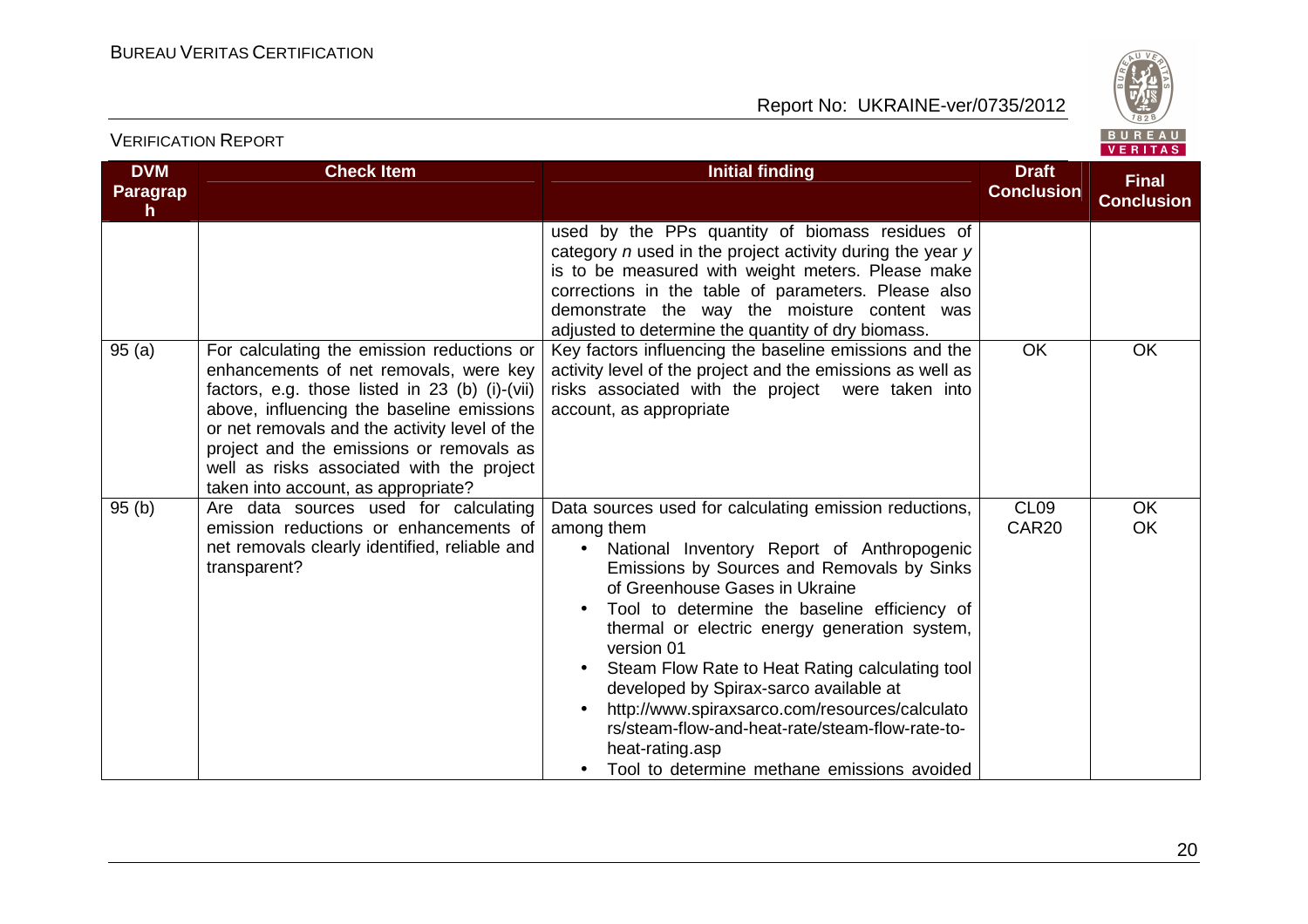| DVM Paragraph | Check Item | Initial finding | Draft Conclusion | Final Conclusion |
|---|---|---|---|---|
| | | used by the PPs quantity of biomass residues of category *n* used in the project activity during the year *y* is to be measured with weight meters. Please make corrections in the table of parameters. Please also demonstrate the way the moisture content was adjusted to determine the quantity of dry biomass. | | |
| 95 (a) | For calculating the emission reductions or enhancements of net removals, were key factors, e.g. those listed in 23 (b) (i)-(vii) above, influencing the baseline emissions or net removals and the activity level of the project and the emissions or removals as well as risks associated with the project taken into account, as appropriate? | Key factors influencing the baseline emissions and the activity level of the project and the emissions as well as risks associated with the project were taken into account, as appropriate | OK | OK |
| 95 (b) | Are data sources used for calculating emission reductions or enhancements of net removals clearly identified, reliable and transparent? | Data sources used for calculating emission reductions, among them<br>• National Inventory Report of Anthropogenic Emissions by Sources and Removals by Sinks of Greenhouse Gases in Ukraine<br>• Tool to determine the baseline efficiency of thermal or electric energy generation system, version 01<br>• Steam Flow Rate to Heat Rating calculating tool developed by Spirax-sarco available at<br>• http://www.spiraxsarco.com/resources/calculators/steam-flow-and-heat-rate/steam-flow-rate-to-heat-rating.asp<br>• Tool to determine methane emissions avoided | CL09<br>CAR20 | OK<br>OK |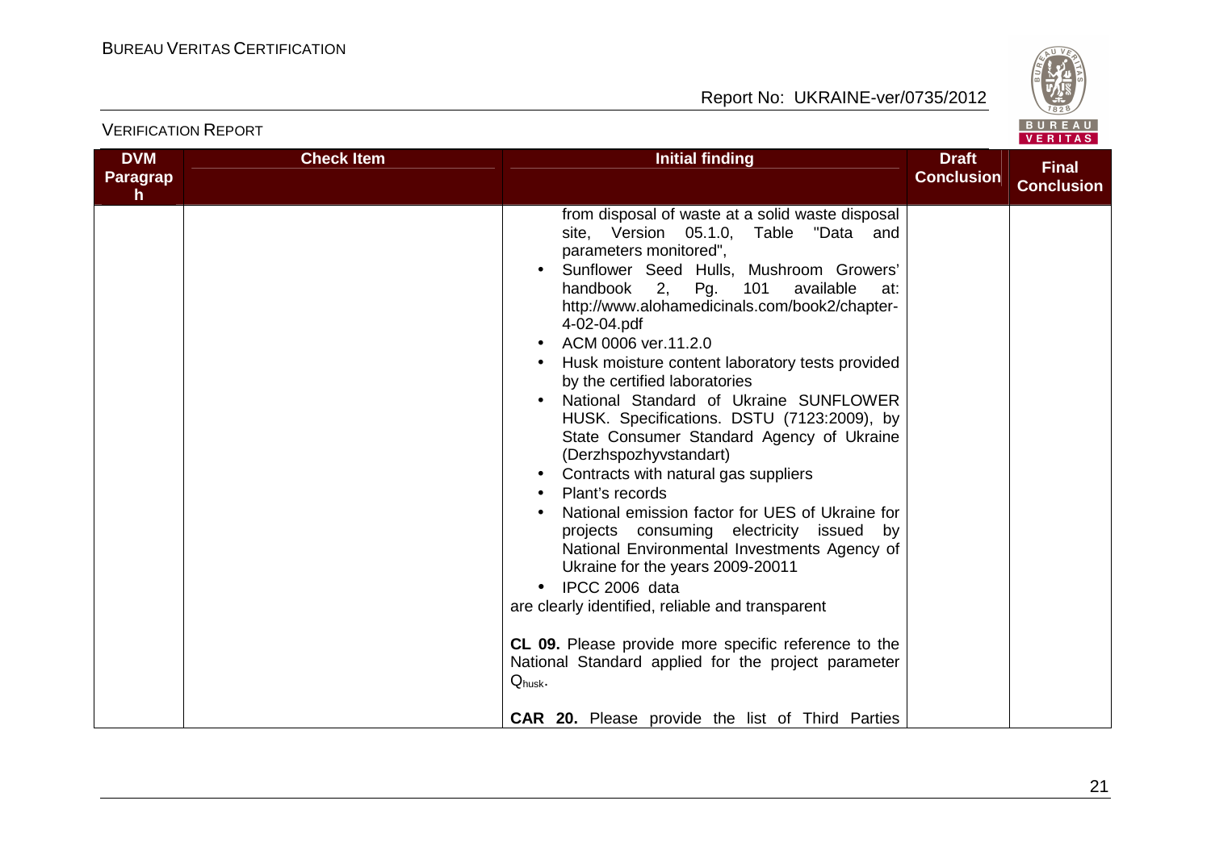| DVM Paragraph | Check Item | Initial finding | Draft Conclusion | Final Conclusion |
|---|---|---|---|---|
| | | from disposal of waste at a solid waste disposal site, Version 05.1.0, Table "Data and parameters monitored",<br>• Sunflower Seed Hulls, Mushroom Growers' handbook 2, Pg. 101 available at: http://www.alohamedicinals.com/book2/chapter-4-02-04.pdf<br>• ACM 0006 ver.11.2.0<br>• Husk moisture content laboratory tests provided by the certified laboratories<br>• National Standard of Ukraine SUNFLOWER HUSK. Specifications. DSTU (7123:2009), by State Consumer Standard Agency of Ukraine (Derzhspozhyvstandart)<br>• Contracts with natural gas suppliers<br>• Plant's records<br>• National emission factor for UES of Ukraine for projects consuming electricity issued by National Environmental Investments Agency of Ukraine for the years 2009-20011<br>• IPCC 2006 data<br>are clearly identified, reliable and transparent<br><br>**CL 09.** Please provide more specific reference to the National Standard applied for the project parameter $Q_{husk}$.<br><br>**CAR 20.** Please provide the list of Third Parties | | |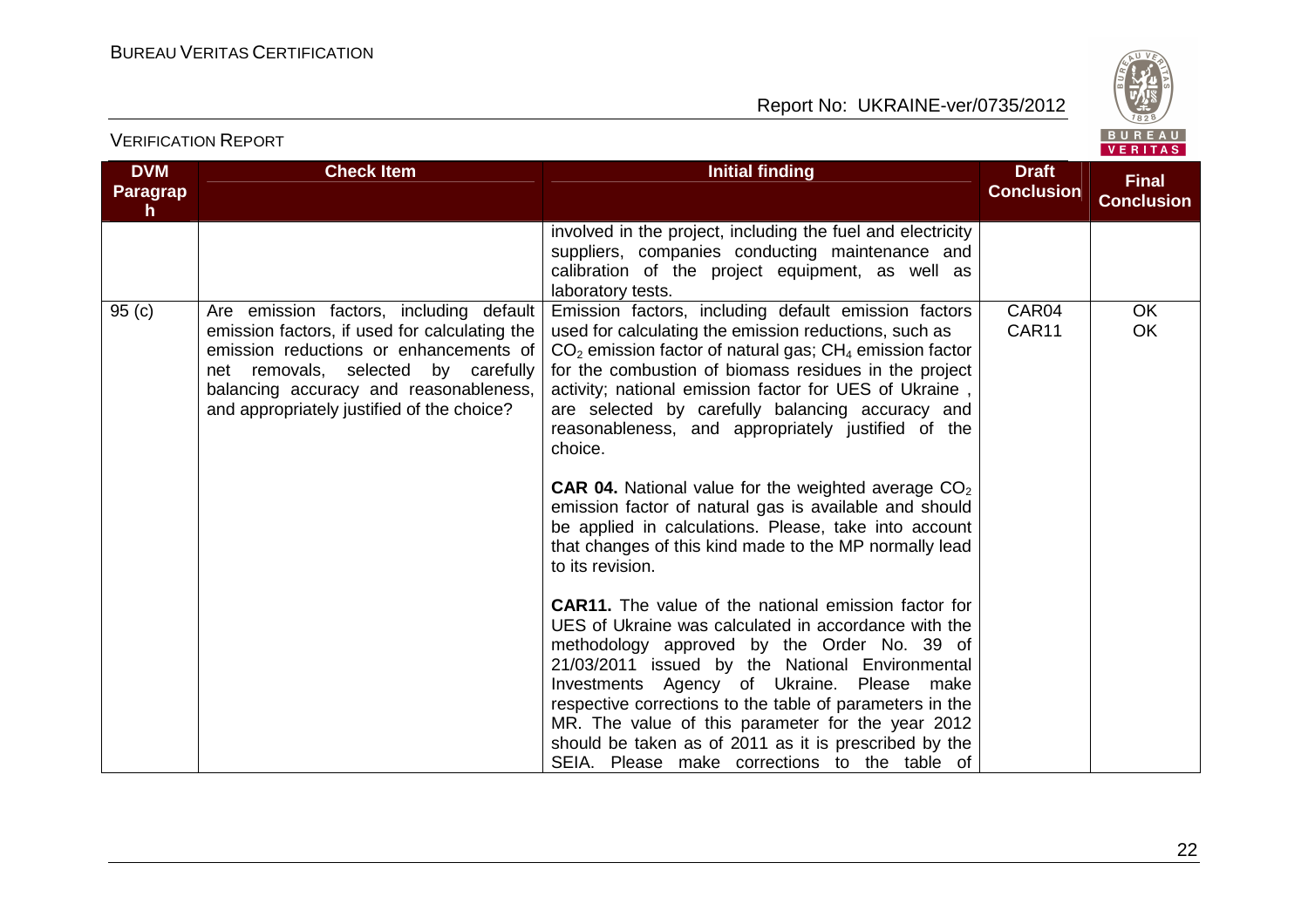| DVM Paragraph | Check Item | Initial finding | Draft Conclusion | Final Conclusion |
|---|---|---|---|---|
| | | involved in the project, including the fuel and electricity suppliers, companies conducting maintenance and calibration of the project equipment, as well as laboratory tests. | | |
| 95 (c) | Are emission factors, including default emission factors, if used for calculating the emission reductions or enhancements of net removals, selected by carefully balancing accuracy and reasonableness, and appropriately justified of the choice? | Emission factors, including default emission factors used for calculating the emission reductions, such as $CO_2$ emission factor of natural gas; $CH_4$ emission factor for the combustion of biomass residues in the project activity; national emission factor for UES of Ukraine , are selected by carefully balancing accuracy and reasonableness, and appropriately justified of the choice.<br><br>**CAR 04.** National value for the weighted average $CO_2$ emission factor of natural gas is available and should be applied in calculations. Please, take into account that changes of this kind made to the MP normally lead to its revision.<br><br>**CAR11.** The value of the national emission factor for UES of Ukraine was calculated in accordance with the methodology approved by the Order No. 39 of 21/03/2011 issued by the National Environmental Investments Agency of Ukraine. Please make respective corrections to the table of parameters in the MR. The value of this parameter for the year 2012 should be taken as of 2011 as it is prescribed by the SEIA. Please make corrections to the table of | CAR04<br>CAR11 | OK<br>OK |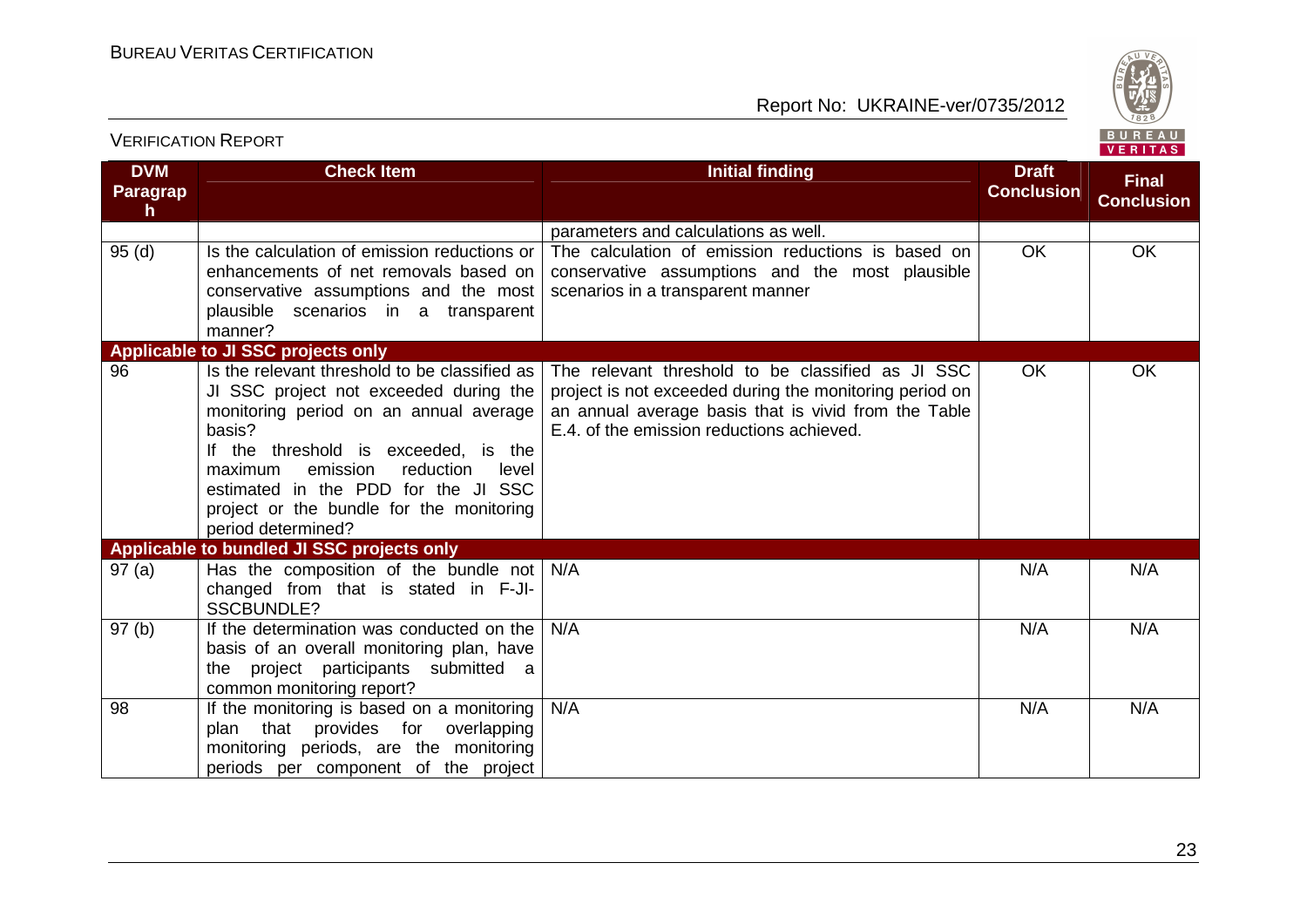VERIFICATION REPORT

| DVM Paragraph | Check Item | Initial finding | Draft Conclusion | Final Conclusion |
|---|---|---|---|---|
| | | parameters and calculations as well. | | |
| 95 (d) | Is the calculation of emission reductions or enhancements of net removals based on conservative assumptions and the most plausible scenarios in a transparent manner? | The calculation of emission reductions is based on conservative assumptions and the most plausible scenarios in a transparent manner | OK | OK |
| **Applicable to JI SSC projects only** | | | | |
| 96 | Is the relevant threshold to be classified as JI SSC project not exceeded during the monitoring period on an annual average basis? If the threshold is exceeded, is the maximum emission reduction level estimated in the PDD for the JI SSC project or the bundle for the monitoring period determined? | The relevant threshold to be classified as JI SSC project is not exceeded during the monitoring period on an annual average basis that is vivid from the Table E.4. of the emission reductions achieved. | OK | OK |
| **Applicable to bundled JI SSC projects only** | | | | |
| 97 (a) | Has the composition of the bundle not changed from that is stated in F-JI-SSCBUNDLE? | N/A | N/A | N/A |
| 97 (b) | If the determination was conducted on the basis of an overall monitoring plan, have the project participants submitted a common monitoring report? | N/A | N/A | N/A |
| 98 | If the monitoring is based on a monitoring plan that provides for overlapping monitoring periods, are the monitoring periods per component of the project | N/A | N/A | N/A |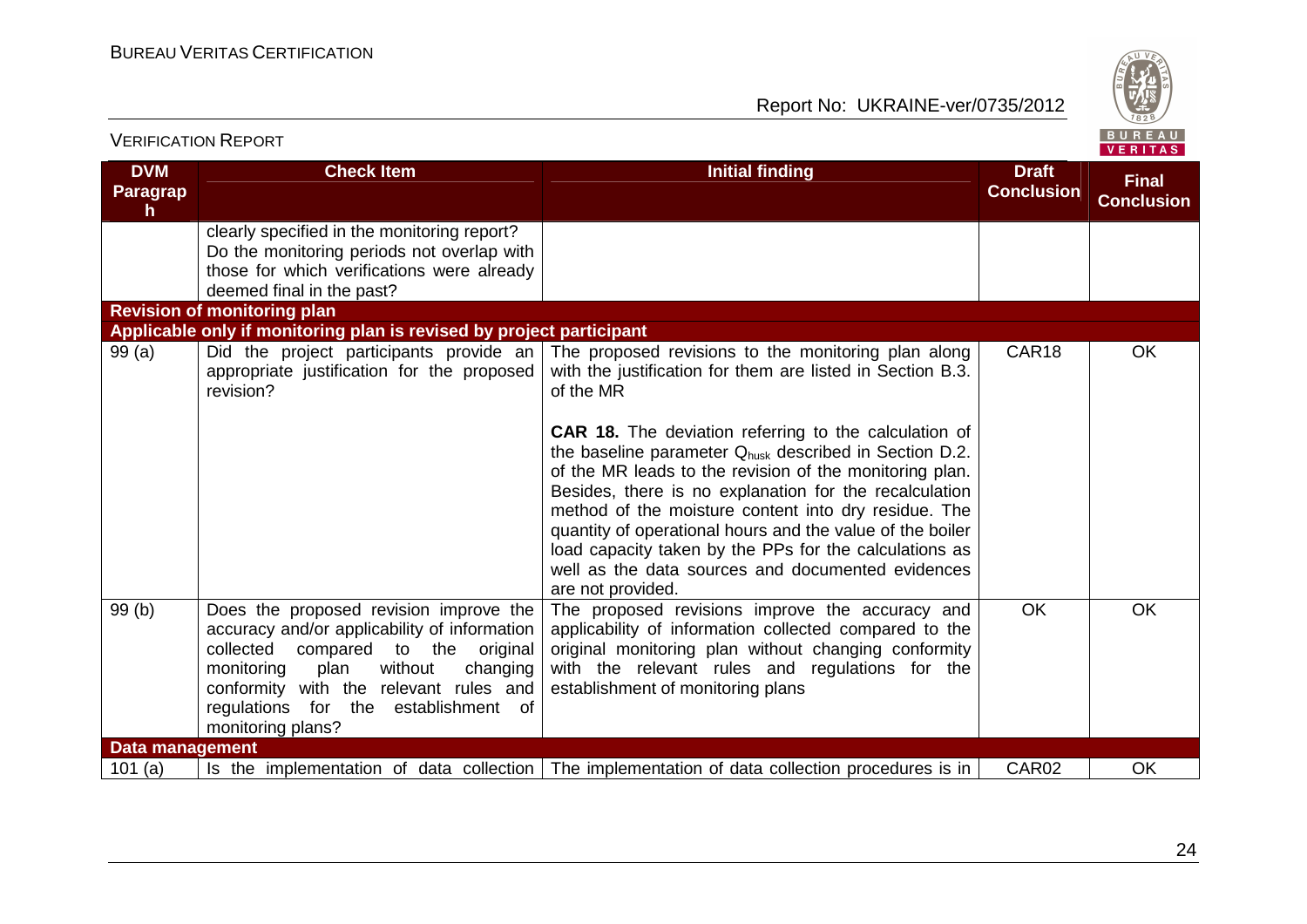| DVM Paragraph | Check Item | Initial finding | Draft Conclusion | Final Conclusion |
|---|---|---|---|---|
| | clearly specified in the monitoring report? Do the monitoring periods not overlap with those for which verifications were already deemed final in the past? | | | |
| **Revision of monitoring plan** | | | | |
| **Applicable only if monitoring plan is revised by project participant** | | | | |
| 99 (a) | Did the project participants provide an appropriate justification for the proposed revision? | The proposed revisions to the monitoring plan along with the justification for them are listed in Section B.3. of the MR<br><br>**CAR 18.** The deviation referring to the calculation of the baseline parameter $Q_{husk}$ described in Section D.2. of the MR leads to the revision of the monitoring plan. Besides, there is no explanation for the recalculation method of the moisture content into dry residue. The quantity of operational hours and the value of the boiler load capacity taken by the PPs for the calculations as well as the data sources and documented evidences are not provided. | CAR18 | OK |
| 99 (b) | Does the proposed revision improve the accuracy and/or applicability of information collected compared to the original monitoring plan without changing conformity with the relevant rules and regulations for the establishment of monitoring plans? | The proposed revisions improve the accuracy and applicability of information collected compared to the original monitoring plan without changing conformity with the relevant rules and regulations for the establishment of monitoring plans | OK | OK |
| **Data management** | | | | |
| 101 (a) | Is the implementation of data collection | The implementation of data collection procedures is in | CAR02 | OK |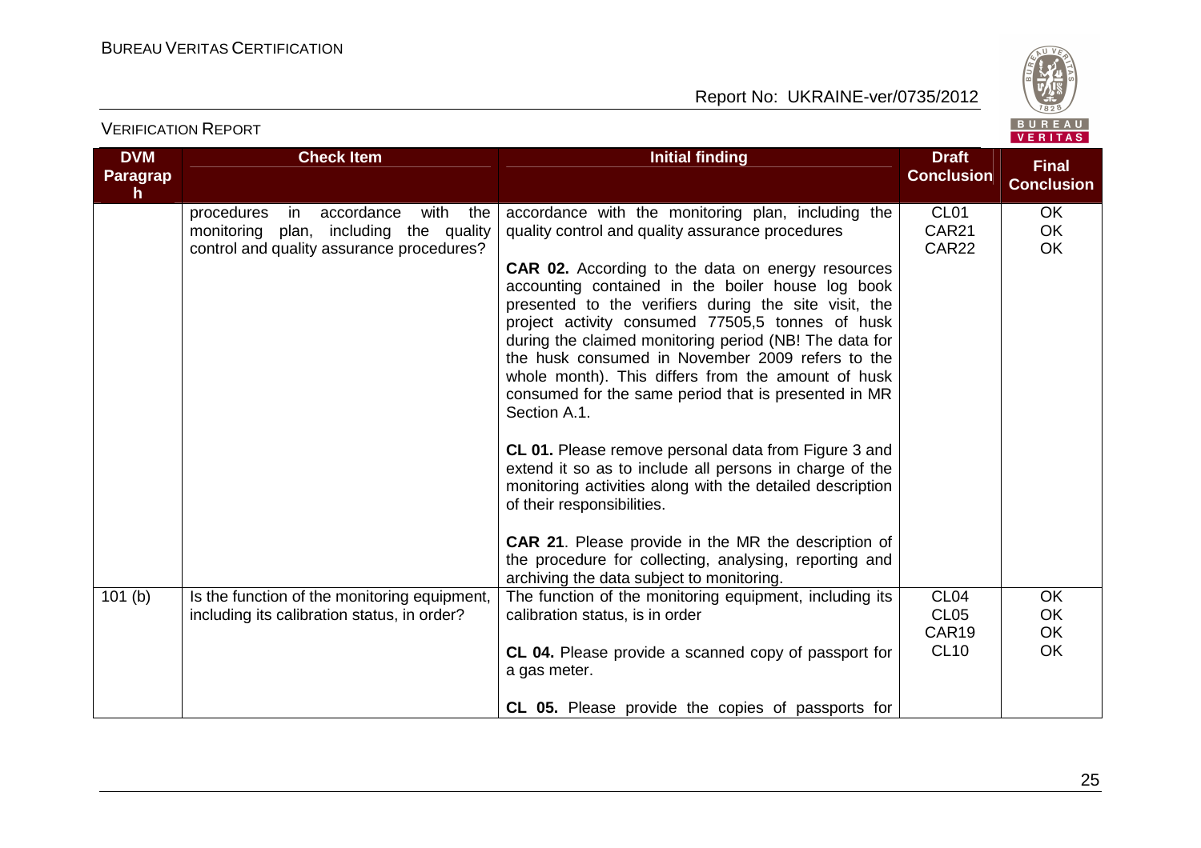| DVM Paragraph | Check Item | Initial finding | Draft Conclusion | Final Conclusion |
|---|---|---|---|---|
| | procedures in accordance with the monitoring plan, including the quality control and quality assurance procedures? | accordance with the monitoring plan, including the quality control and quality assurance procedures<br><br>**CAR 02.** According to the data on energy resources accounting contained in the boiler house log book presented to the verifiers during the site visit, the project activity consumed 77505,5 tonnes of husk during the claimed monitoring period (NB! The data for the husk consumed in November 2009 refers to the whole month). This differs from the amount of husk consumed for the same period that is presented in MR Section A.1.<br><br>**CL 01.** Please remove personal data from Figure 3 and extend it so as to include all persons in charge of the monitoring activities along with the detailed description of their responsibilities.<br><br>**CAR 21**. Please provide in the MR the description of the procedure for collecting, analysing, reporting and archiving the data subject to monitoring. | CL01<br>CAR21<br>CAR22 | OK<br>OK<br>OK |
| 101 (b) | Is the function of the monitoring equipment, including its calibration status, in order? | The function of the monitoring equipment, including its calibration status, is in order<br><br>**CL 04.** Please provide a scanned copy of passport for a gas meter.<br><br>**CL 05.** Please provide the copies of passports for | CL04<br>CL05<br>CAR19<br>CL10 | OK<br>OK<br>OK<br>OK |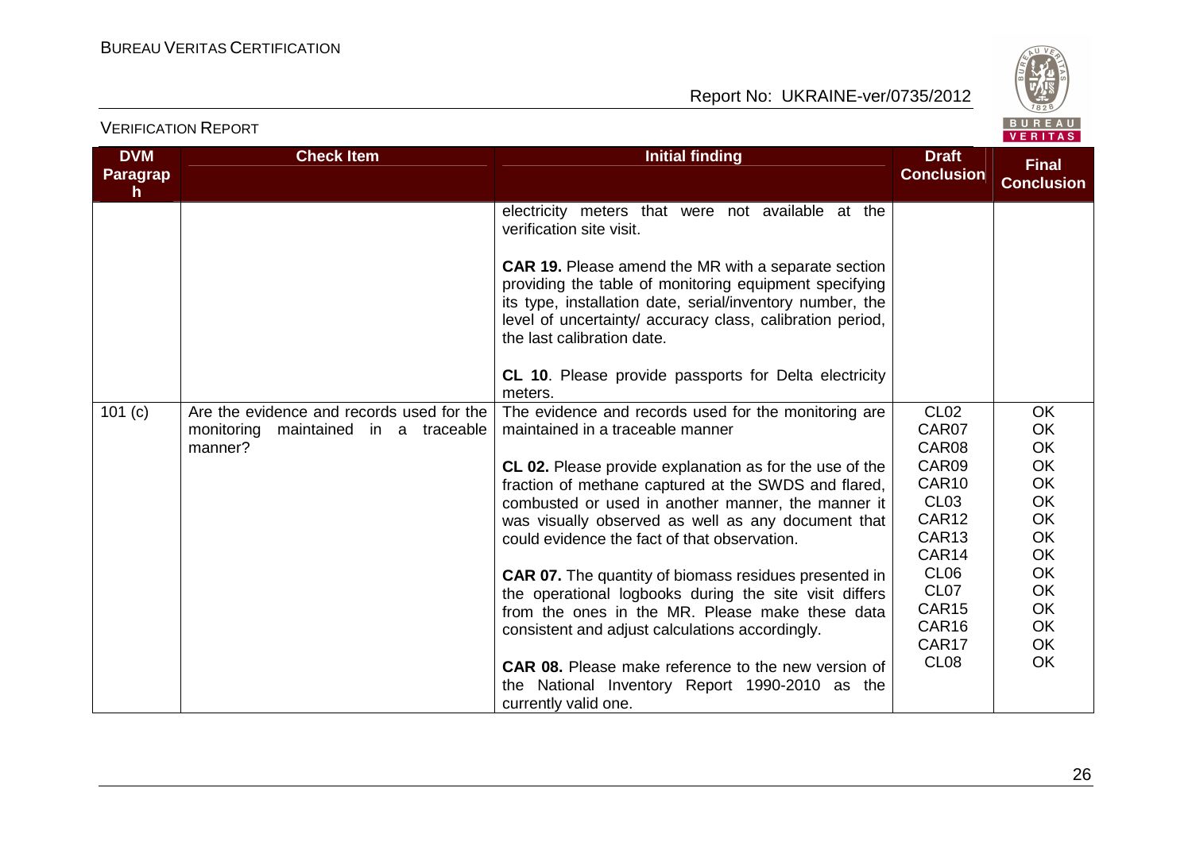| DVM Paragraph | Check Item | Initial finding | Draft Conclusion | Final Conclusion |
|---|---|---|---|---|
| | | electricity meters that were not available at the verification site visit.<br><br>**CAR 19.** Please amend the MR with a separate section providing the table of monitoring equipment specifying its type, installation date, serial/inventory number, the level of uncertainty/ accuracy class, calibration period, the last calibration date.<br><br>**CL 10**. Please provide passports for Delta electricity meters. | | |
| 101 (c) | Are the evidence and records used for the monitoring maintained in a traceable manner? | The evidence and records used for the monitoring are maintained in a traceable manner<br><br>**CL 02.** Please provide explanation as for the use of the fraction of methane captured at the SWDS and flared, combusted or used in another manner, the manner it was visually observed as well as any document that could evidence the fact of that observation.<br><br>**CAR 07.** The quantity of biomass residues presented in the operational logbooks during the site visit differs from the ones in the MR. Please make these data consistent and adjust calculations accordingly.<br><br>**CAR 08.** Please make reference to the new version of the National Inventory Report 1990-2010 as the currently valid one. | CL02<br>CAR07<br>CAR08<br>CAR09<br>CAR10<br>CL03<br>CAR12<br>CAR13<br>CAR14<br>CL06<br>CL07<br>CAR15<br>CAR16<br>CAR17<br>CL08 | OK<br>OK<br>OK<br>OK<br>OK<br>OK<br>OK<br>OK<br>OK<br>OK<br>OK<br>OK<br>OK<br>OK<br>OK |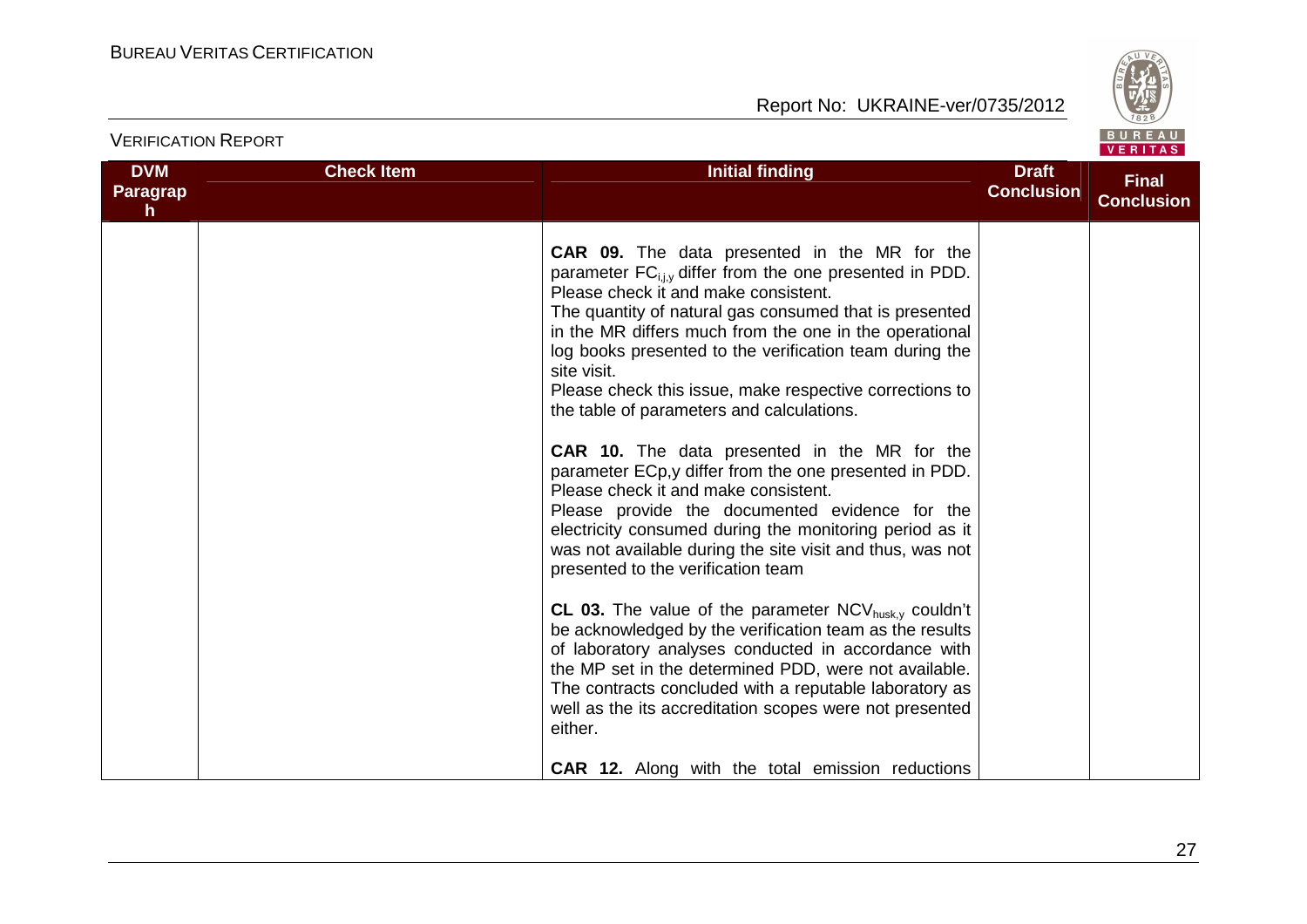| DVM Paragraph | Check Item | Initial finding | Draft Conclusion | Final Conclusion |
|---|---|---|---|---|
| | | **CAR 09.** The data presented in the MR for the parameter $FC_{i,j,y}$ differ from the one presented in PDD. Please check it and make consistent.<br>The quantity of natural gas consumed that is presented in the MR differs much from the one in the operational log books presented to the verification team during the site visit.<br>Please check this issue, make respective corrections to the table of parameters and calculations.<br><br>**CAR 10.** The data presented in the MR for the parameter ECp,y differ from the one presented in PDD. Please check it and make consistent.<br>Please provide the documented evidence for the electricity consumed during the monitoring period as it was not available during the site visit and thus, was not presented to the verification team<br><br>**CL 03.** The value of the parameter $NCV_{husk,y}$ couldn't be acknowledged by the verification team as the results of laboratory analyses conducted in accordance with the MP set in the determined PDD, were not available. The contracts concluded with a reputable laboratory as well as the its accreditation scopes were not presented either.<br><br>**CAR 12.** Along with the total emission reductions | | |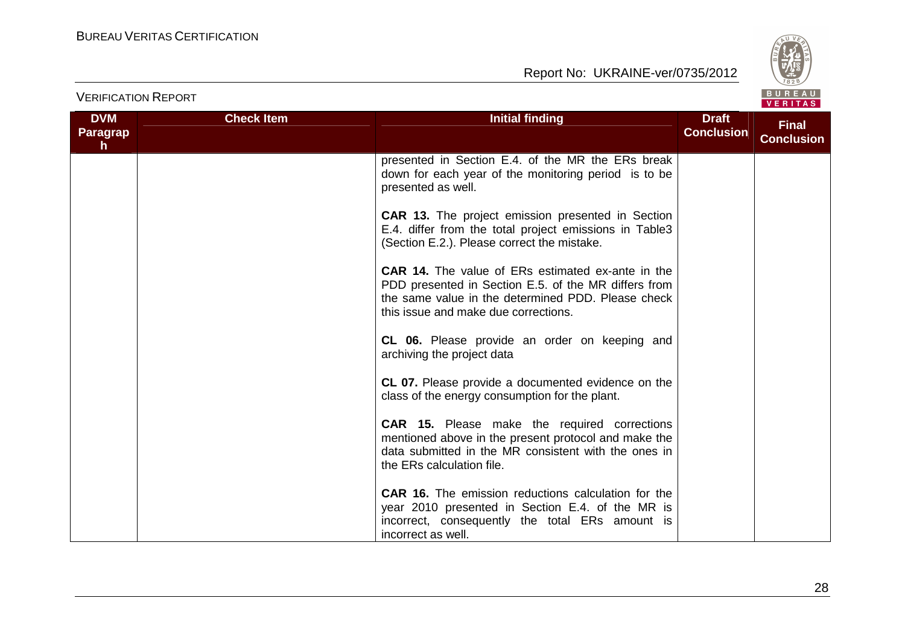| DVM Paragraph | Check Item | Initial finding | Draft Conclusion | Final Conclusion |
|---|---|---|---|---|
| | | presented in Section E.4. of the MR the ERs break down for each year of the monitoring period is to be presented as well.<br><br>**CAR 13.** The project emission presented in Section E.4. differ from the total project emissions in Table3 (Section E.2.). Please correct the mistake.<br><br>**CAR 14.** The value of ERs estimated ex-ante in the PDD presented in Section E.5. of the MR differs from the same value in the determined PDD. Please check this issue and make due corrections.<br><br>**CL 06.** Please provide an order on keeping and archiving the project data<br><br>**CL 07.** Please provide a documented evidence on the class of the energy consumption for the plant.<br><br>**CAR 15.** Please make the required corrections mentioned above in the present protocol and make the data submitted in the MR consistent with the ones in the ERs calculation file.<br><br>**CAR 16.** The emission reductions calculation for the year 2010 presented in Section E.4. of the MR is incorrect, consequently the total ERs amount is incorrect as well. | | |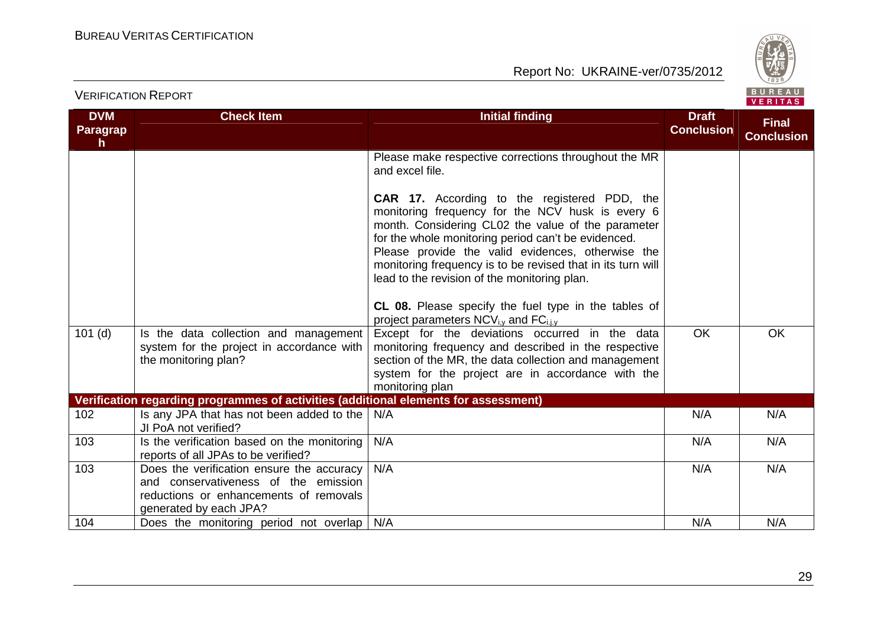| DVM Paragraph | Check Item | Initial finding | Draft Conclusion | Final Conclusion |
|---|---|---|---|---|
| | | Please make respective corrections throughout the MR and excel file.<br><br>**CAR 17.** According to the registered PDD, the monitoring frequency for the NCV husk is every 6 month. Considering CL02 the value of the parameter for the whole monitoring period can't be evidenced. Please provide the valid evidences, otherwise the monitoring frequency is to be revised that in its turn will lead to the revision of the monitoring plan.<br><br>**CL 08.** Please specify the fuel type in the tables of project parameters $NCV_{i,y}$ and $FC_{i,j,y}$ | | |
| 101 (d) | Is the data collection and management system for the project in accordance with the monitoring plan? | Except for the deviations occurred in the data monitoring frequency and described in the respective section of the MR, the data collection and management system for the project are in accordance with the monitoring plan | OK | OK |
| **Verification regarding programmes of activities (additional elements for assessment)** | | | | |
| 102 | Is any JPA that has not been added to the JI PoA not verified? | N/A | N/A | N/A |
| 103 | Is the verification based on the monitoring reports of all JPAs to be verified? | N/A | N/A | N/A |
| 103 | Does the verification ensure the accuracy and conservativeness of the emission reductions or enhancements of removals generated by each JPA? | N/A | N/A | N/A |
| 104 | Does the monitoring period not overlap | N/A | N/A | N/A |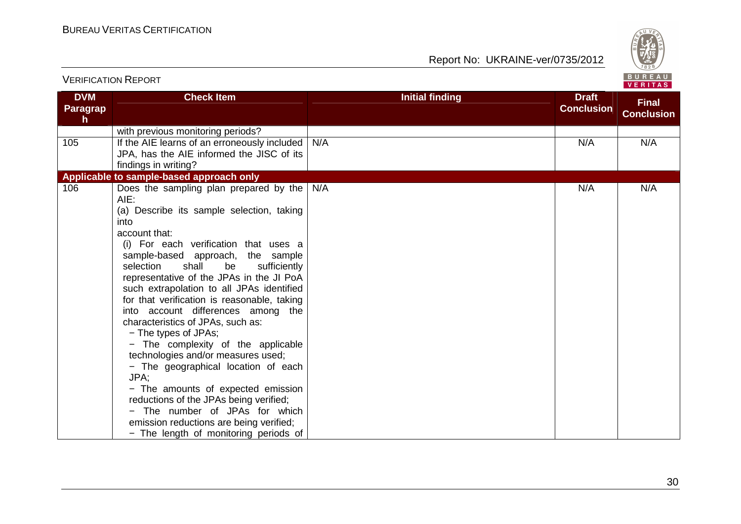| DVM Paragraph | Check Item | Initial finding | Draft Conclusion | Final Conclusion |
|---|---|---|---|---|
| | with previous monitoring periods? | | | |
| 105 | If the AIE learns of an erroneously included JPA, has the AIE informed the JISC of its findings in writing? | N/A | N/A | N/A |
| **Applicable to sample-based approach only** | | | | |
| 106 | Does the sampling plan prepared by the AIE:<br>(a) Describe its sample selection, taking into account that:<br>(i) For each verification that uses a sample-based approach, the sample selection shall be sufficiently representative of the JPAs in the JI PoA such extrapolation to all JPAs identified for that verification is reasonable, taking into account differences among the characteristics of JPAs, such as:<br>− The types of JPAs;<br>− The complexity of the applicable technologies and/or measures used;<br>− The geographical location of each JPA;<br>− The amounts of expected emission reductions of the JPAs being verified;<br>− The number of JPAs for which emission reductions are being verified;<br>− The length of monitoring periods of | N/A | N/A | N/A |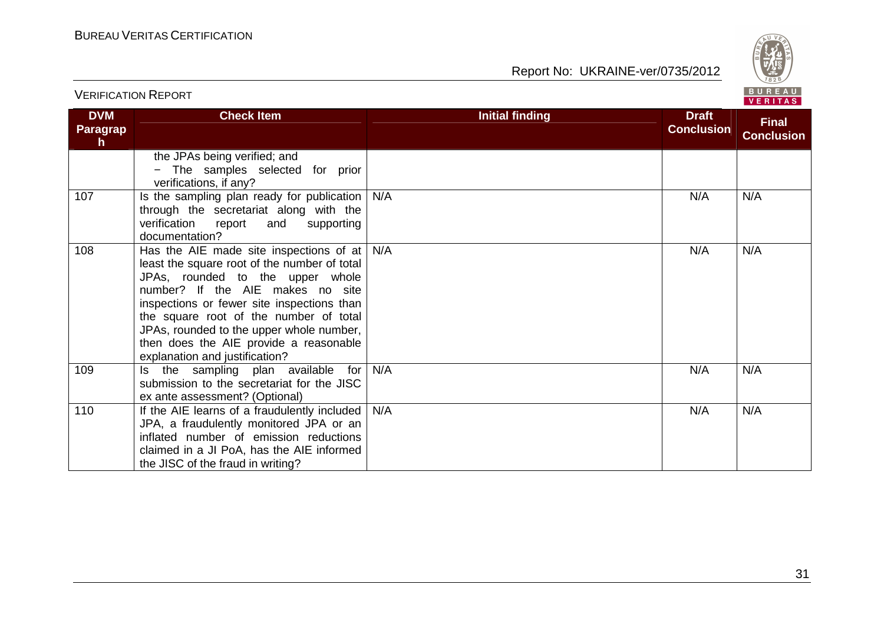| DVM Paragraph | Check Item | Initial finding | Draft Conclusion | Final Conclusion |
|---|---|---|---|---|
| | the JPAs being verified; and<br>− The samples selected for prior verifications, if any? | | | |
| 107 | Is the sampling plan ready for publication through the secretariat along with the verification report and supporting documentation? | N/A | N/A | N/A |
| 108 | Has the AIE made site inspections of at least the square root of the number of total JPAs, rounded to the upper whole number? If the AIE makes no site inspections or fewer site inspections than the square root of the number of total JPAs, rounded to the upper whole number, then does the AIE provide a reasonable explanation and justification? | N/A | N/A | N/A |
| 109 | Is the sampling plan available for submission to the secretariat for the JISC ex ante assessment? (Optional) | N/A | N/A | N/A |
| 110 | If the AIE learns of a fraudulently included JPA, a fraudulently monitored JPA or an inflated number of emission reductions claimed in a JI PoA, has the AIE informed the JISC of the fraud in writing? | N/A | N/A | N/A |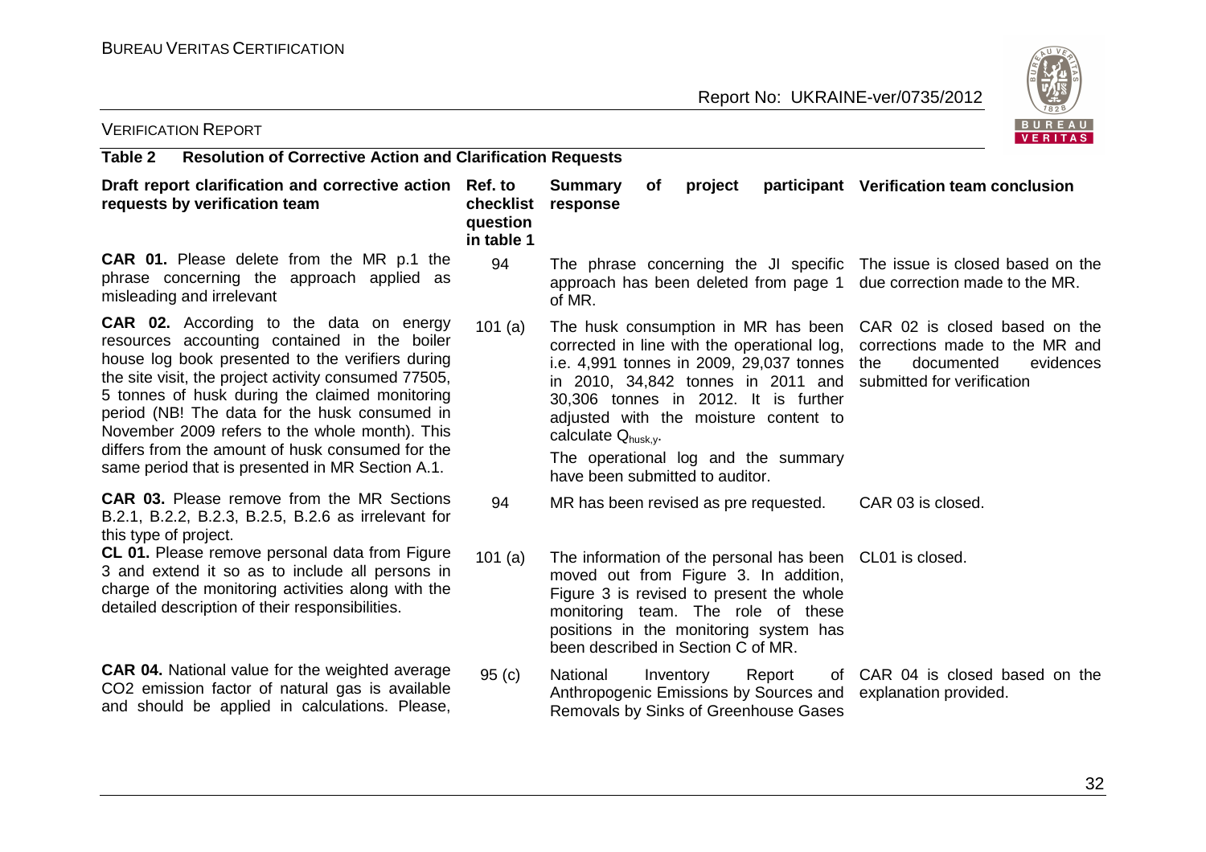**Table 2 Resolution of Corrective Action and Clarification Requests**

| Draft report clarification and corrective action requests by verification team | Ref. to checklist question in table 1 | Summary of project participant response | Verification team conclusion |
|---|---|---|---|
| **CAR 01.** Please delete from the MR p.1 the phrase concerning the approach applied as misleading and irrelevant | 94 | The phrase concerning the JI specific approach has been deleted from page 1 of MR. | The issue is closed based on the due correction made to the MR. |
| **CAR 02.** According to the data on energy resources accounting contained in the boiler house log book presented to the verifiers during the site visit, the project activity consumed 77505, 5 tonnes of husk during the claimed monitoring period (NB! The data for the husk consumed in November 2009 refers to the whole month). This differs from the amount of husk consumed for the same period that is presented in MR Section A.1. | 101 (a) | The husk consumption in MR has been corrected in line with the operational log, i.e. 4,991 tonnes in 2009, 29,037 tonnes in 2010, 34,842 tonnes in 2011 and 30,306 tonnes in 2012. It is further adjusted with the moisture content to calculate $Q_{husk,y}$.<br><br>The operational log and the summary have been submitted to auditor. | CAR 02 is closed based on the corrections made to the MR and the documented evidences submitted for verification |
| **CAR 03.** Please remove from the MR Sections B.2.1, B.2.2, B.2.3, B.2.5, B.2.6 as irrelevant for this type of project. | 94 | MR has been revised as pre requested. | CAR 03 is closed. |
| **CL 01.** Please remove personal data from Figure 3 and extend it so as to include all persons in charge of the monitoring activities along with the detailed description of their responsibilities. | 101 (a) | The information of the personal has been moved out from Figure 3. In addition, Figure 3 is revised to present the whole monitoring team. The role of these positions in the monitoring system has been described in Section C of MR. | CL01 is closed. |
| **CAR 04.** National value for the weighted average CO2 emission factor of natural gas is available and should be applied in calculations. Please, | 95 (c) | National Inventory Report of Anthropogenic Emissions by Sources and Removals by Sinks of Greenhouse Gases | CAR 04 is closed based on the explanation provided. |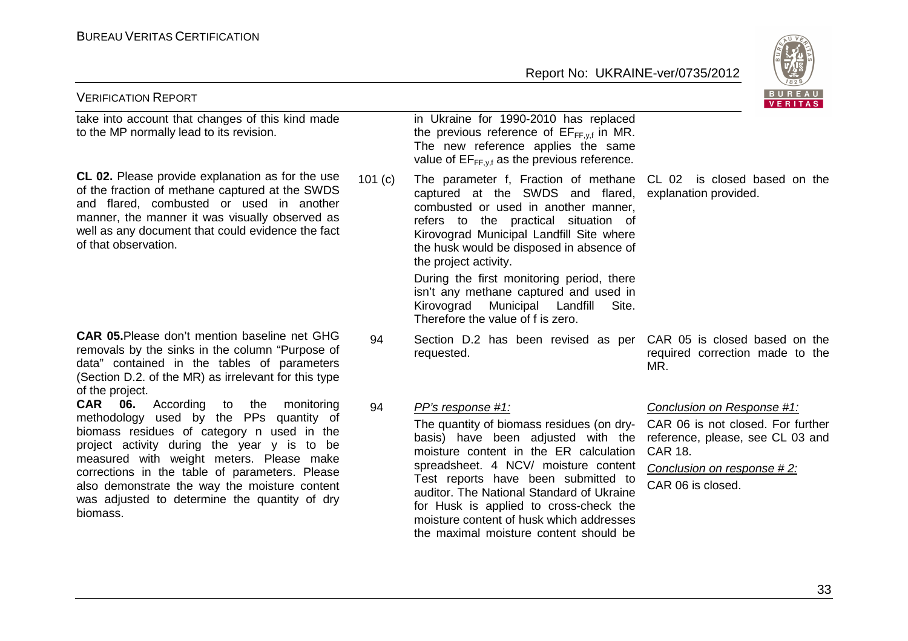| | | | |
|---|---|---|---|
| take into account that changes of this kind made to the MP normally lead to its revision. | | in Ukraine for 1990-2010 has replaced the previous reference of $EF_{FF,y,f}$ in MR. The new reference applies the same value of $EF_{FF,y,f}$ as the previous reference. | |
| **CL 02.** Please provide explanation as for the use of the fraction of methane captured at the SWDS and flared, combusted or used in another manner, the manner it was visually observed as well as any document that could evidence the fact of that observation. | 101 (c) | The parameter f, Fraction of methane captured at the SWDS and flared, combusted or used in another manner, refers to the practical situation of Kirovograd Municipal Landfill Site where the husk would be disposed in absence of the project activity.<br><br>During the first monitoring period, there isn't any methane captured and used in Kirovograd Municipal Landfill Site. Therefore the value of f is zero. | CL 02 is closed based on the explanation provided. |
| **CAR 05.** Please don't mention baseline net GHG removals by the sinks in the column "Purpose of data" contained in the tables of parameters (Section D.2. of the MR) as irrelevant for this type of the project. | 94 | Section D.2 has been revised as per requested. | CAR 05 is closed based on the required correction made to the MR. |
| **CAR 06.** According to the monitoring methodology used by the PPs quantity of biomass residues of category n used in the project activity during the year y is to be measured with weight meters. Please make corrections in the table of parameters. Please also demonstrate the way the moisture content was adjusted to determine the quantity of dry biomass. | 94 | *PP's response #1:*<br><br>The quantity of biomass residues (on dry-basis) have been adjusted with the moisture content in the ER calculation spreadsheet. 4 NCV/ moisture content Test reports have been submitted to auditor. The National Standard of Ukraine for Husk is applied to cross-check the moisture content of husk which addresses the maximal moisture content should be | *Conclusion on Response #1:*<br><br>CAR 06 is not closed. For further reference, please, see CL 03 and CAR 18.<br><br>*Conclusion on response # 2:*<br><br>CAR 06 is closed. |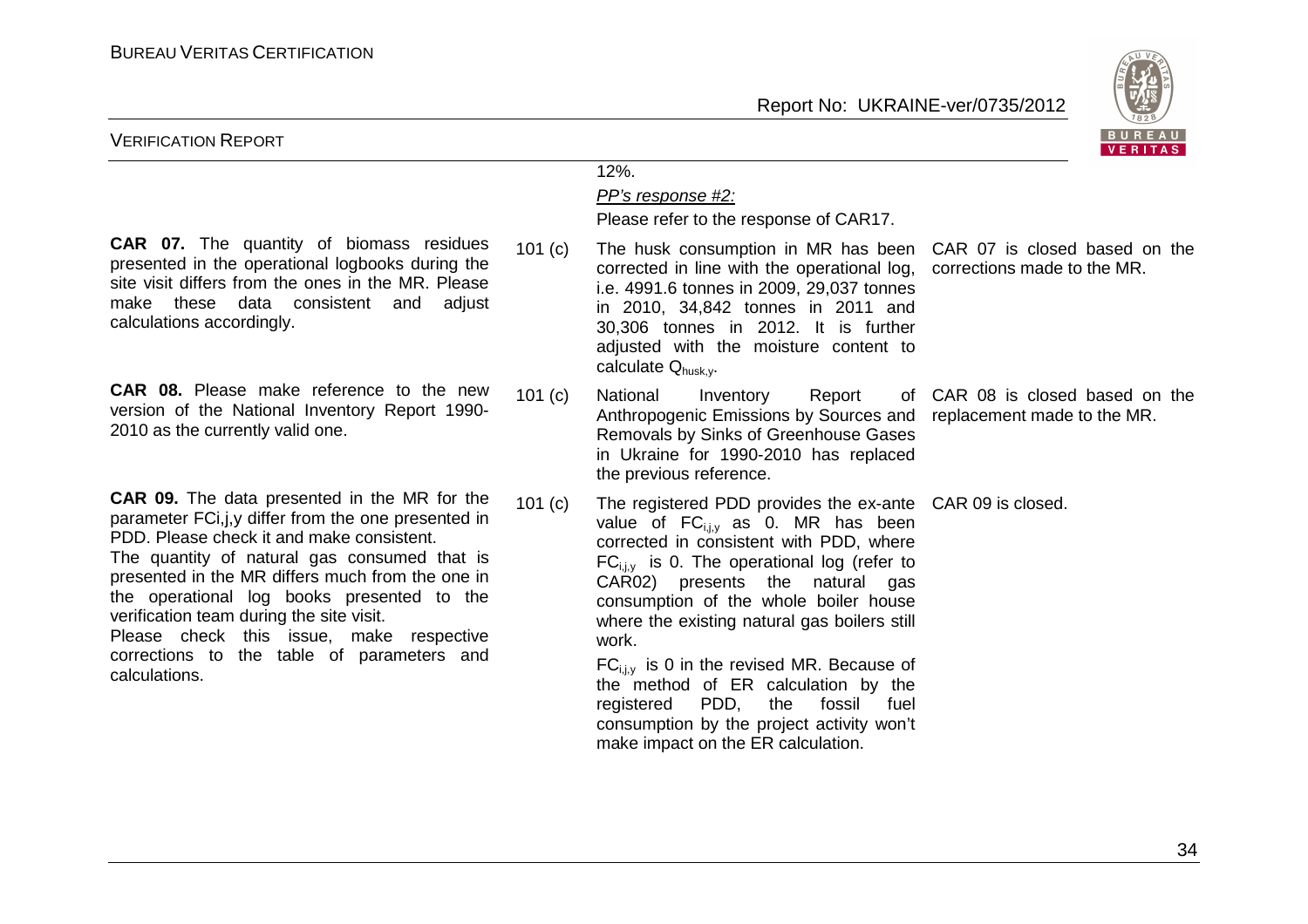| | | | |
|---|---|---|---|
| | | 12%.<br>*PP's response #2:*<br>Please refer to the response of CAR17. | |
| **CAR 07.** The quantity of biomass residues presented in the operational logbooks during the site visit differs from the ones in the MR. Please make these data consistent and adjust calculations accordingly. | 101 (c) | The husk consumption in MR has been corrected in line with the operational log, i.e. 4991.6 tonnes in 2009, 29,037 tonnes in 2010, 34,842 tonnes in 2011 and 30,306 tonnes in 2012. It is further adjusted with the moisture content to calculate $Q_{husk,y}$. | CAR 07 is closed based on the corrections made to the MR. |
| **CAR 08.** Please make reference to the new version of the National Inventory Report 1990-2010 as the currently valid one. | 101 (c) | National Inventory Report of Anthropogenic Emissions by Sources and Removals by Sinks of Greenhouse Gases in Ukraine for 1990-2010 has replaced the previous reference. | CAR 08 is closed based on the replacement made to the MR. |
| **CAR 09.** The data presented in the MR for the parameter FCi,j,y differ from the one presented in PDD. Please check it and make consistent.<br>The quantity of natural gas consumed that is presented in the MR differs much from the one in the operational log books presented to the verification team during the site visit.<br>Please check this issue, make respective corrections to the table of parameters and calculations. | 101 (c) | The registered PDD provides the ex-ante value of $FC_{i,j,y}$ as 0. MR has been corrected in consistent with PDD, where $FC_{i,j,y}$ is 0. The operational log (refer to CAR02) presents the natural gas consumption of the whole boiler house where the existing natural gas boilers still work.<br>$FC_{i,j,y}$ is 0 in the revised MR. Because of the method of ER calculation by the registered PDD, the fossil fuel consumption by the project activity won't make impact on the ER calculation. | CAR 09 is closed. |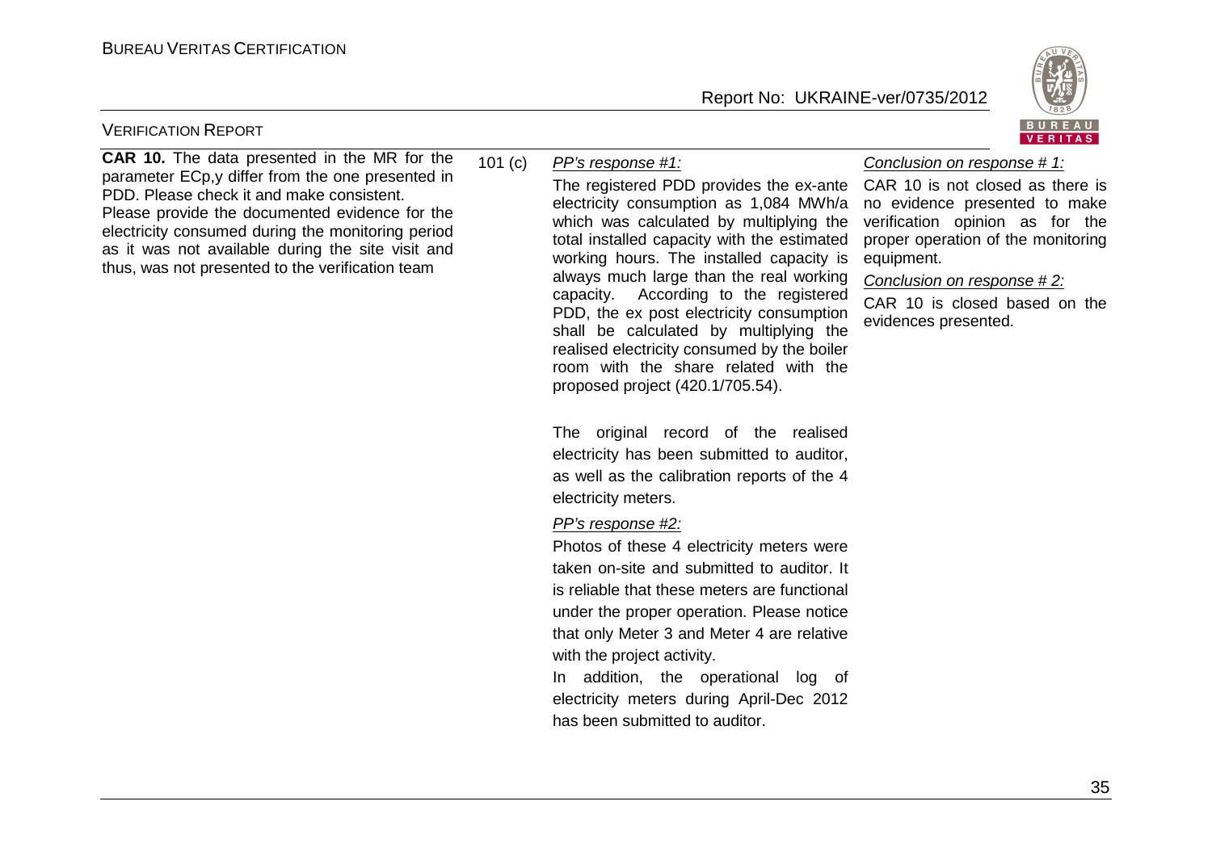| **CAR 10.** The data presented in the MR for the parameter ECp,y differ from the one presented in PDD. Please check it and make consistent. Please provide the documented evidence for the electricity consumed during the monitoring period as it was not available during the site visit and thus, was not presented to the verification team | 101 (c) | *PP's response #1:* The registered PDD provides the ex-ante electricity consumption as 1,084 MWh/a which was calculated by multiplying the total installed capacity with the estimated working hours. The installed capacity is always much large than the real working capacity. According to the registered PDD, the ex post electricity consumption shall be calculated by multiplying the realised electricity consumed by the boiler room with the share related with the proposed project (420.1/705.54). The original record of the realised electricity has been submitted to auditor, as well as the calibration reports of the 4 electricity meters. *PP's response #2:* Photos of these 4 electricity meters were taken on-site and submitted to auditor. It is reliable that these meters are functional under the proper operation. Please notice that only Meter 3 and Meter 4 are relative with the project activity. In addition, the operational log of electricity meters during April-Dec 2012 has been submitted to auditor. | *Conclusion on response # 1:* CAR 10 is not closed as there is no evidence presented to make verification opinion as for the proper operation of the monitoring equipment. *Conclusion on response # 2:* CAR 10 is closed based on the evidences presented. |
|---|---|---|---|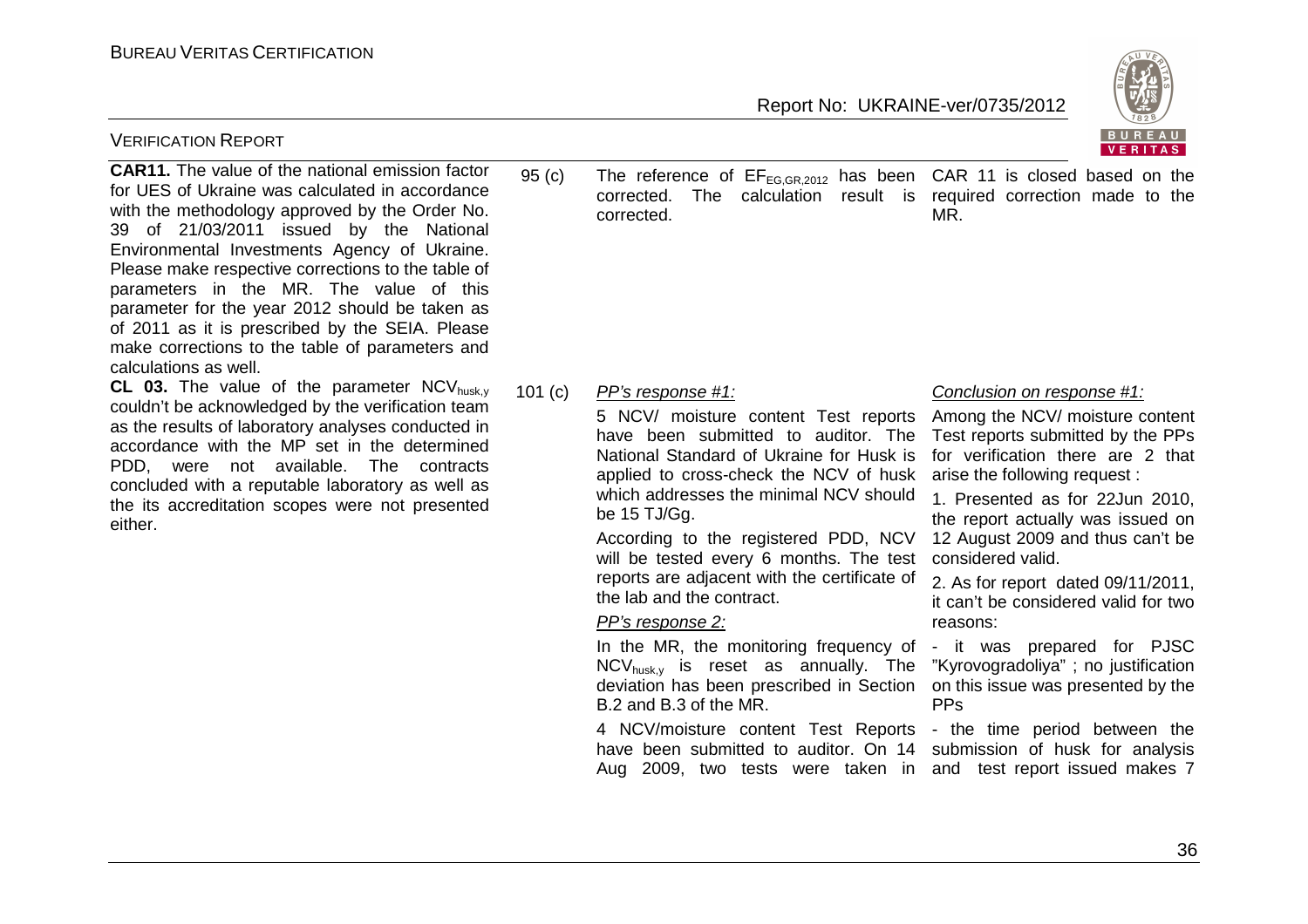| | | | |
|---|---|---|---|
| **CAR11.** The value of the national emission factor for UES of Ukraine was calculated in accordance with the methodology approved by the Order No. 39 of 21/03/2011 issued by the National Environmental Investments Agency of Ukraine. Please make respective corrections to the table of parameters in the MR. The value of this parameter for the year 2012 should be taken as of 2011 as it is prescribed by the SEIA. Please make corrections to the table of parameters and calculations as well. | 95 (c) | The reference of $EF_{EG,GR,2012}$ has been corrected. The calculation result is corrected. | CAR 11 is closed based on the required correction made to the MR. |
| **CL 03.** The value of the parameter $NCV_{husk,y}$ couldn't be acknowledged by the verification team as the results of laboratory analyses conducted in accordance with the MP set in the determined PDD, were not available. The contracts concluded with a reputable laboratory as well as the its accreditation scopes were not presented either. | 101 (c) | *PP's response #1:*<br>5 NCV/ moisture content Test reports have been submitted to auditor. The National Standard of Ukraine for Husk is applied to cross-check the NCV of husk which addresses the minimal NCV should be 15 TJ/Gg.<br>According to the registered PDD, NCV will be tested every 6 months. The test reports are adjacent with the certificate of the lab and the contract.<br>*PP's response 2:*<br>In the MR, the monitoring frequency of $NCV_{husk,y}$ is reset as annually. The deviation has been prescribed in Section B.2 and B.3 of the MR.<br>4 NCV/moisture content Test Reports have been submitted to auditor. On 14 Aug 2009, two tests were taken in | *Conclusion on response #1:*<br>Among the NCV/ moisture content Test reports submitted by the PPs for verification there are 2 that arise the following request :<br>1. Presented as for 22Jun 2010, the report actually was issued on 12 August 2009 and thus can't be considered valid.<br>2. As for report dated 09/11/2011, it can't be considered valid for two reasons:<br>- it was prepared for PJSC "Kyrovogradoliya" ; no justification on this issue was presented by the PPs<br>- the time period between the submission of husk for analysis and test report issued makes 7 |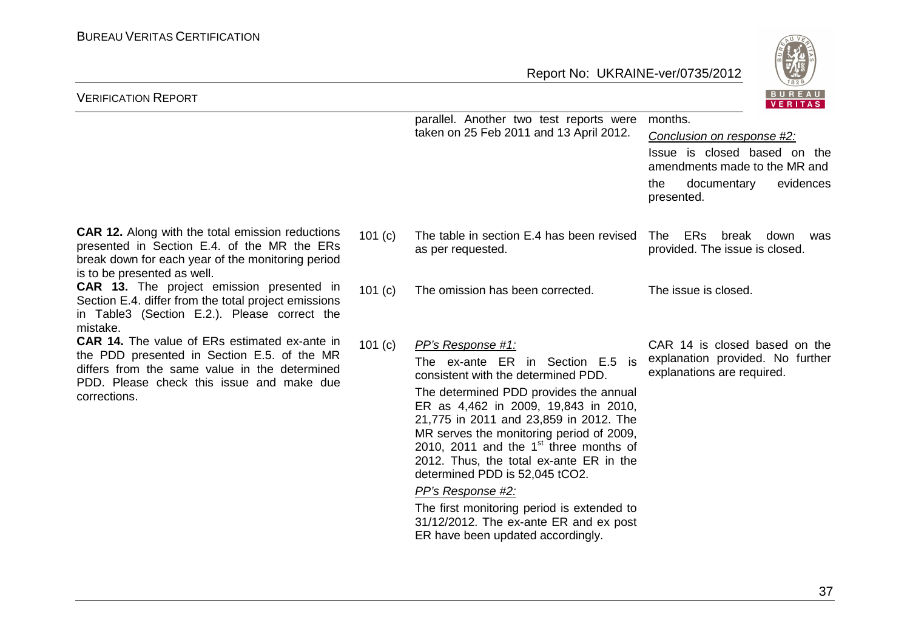| | | | |
|---|---|---|---|
| | | parallel. Another two test reports were taken on 25 Feb 2011 and 13 April 2012. | months.<br><br>*Conclusion on response #2:*<br>Issue is closed based on the amendments made to the MR and the documentary evidences presented. |
| **CAR 12.** Along with the total emission reductions presented in Section E.4. of the MR the ERs break down for each year of the monitoring period is to be presented as well. | 101 (c) | The table in section E.4 has been revised as per requested. | The ERs break down was provided. The issue is closed. |
| **CAR 13.** The project emission presented in Section E.4. differ from the total project emissions in Table3 (Section E.2.). Please correct the mistake. | 101 (c) | The omission has been corrected. | The issue is closed. |
| **CAR 14.** The value of ERs estimated ex-ante in the PDD presented in Section E.5. of the MR differs from the same value in the determined PDD. Please check this issue and make due corrections. | 101 (c) | *PP's Response #1:*<br>The ex-ante ER in Section E.5 is consistent with the determined PDD.<br>The determined PDD provides the annual ER as 4,462 in 2009, 19,843 in 2010, 21,775 in 2011 and 23,859 in 2012. The MR serves the monitoring period of 2009, 2010, 2011 and the 1[st] three months of 2012. Thus, the total ex-ante ER in the determined PDD is 52,045 $tCO_2$.<br>*PP's Response #2:*<br>The first monitoring period is extended to 31/12/2012. The ex-ante ER and ex post ER have been updated accordingly. | CAR 14 is closed based on the explanation provided. No further explanations are required. |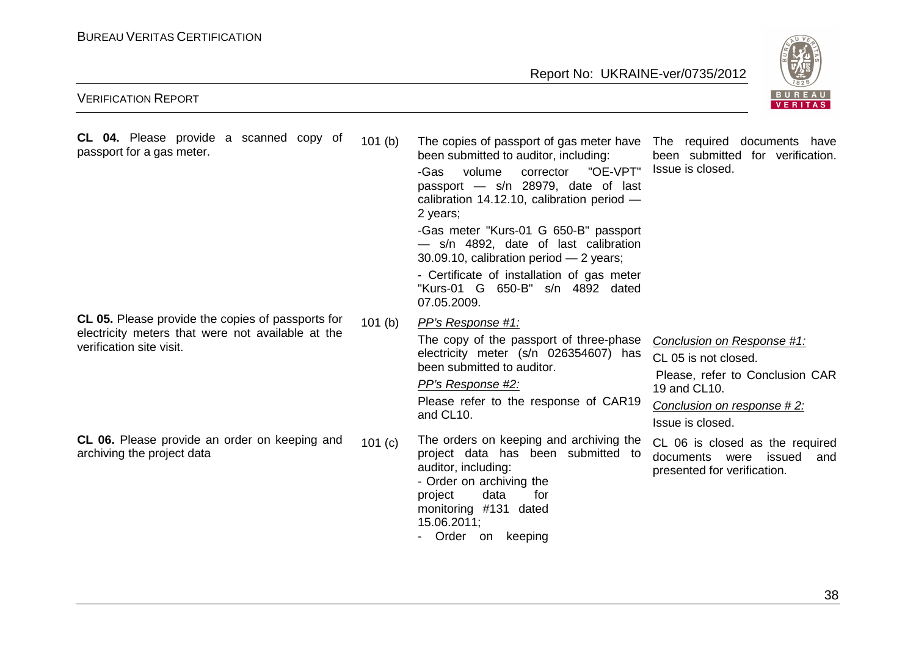| | | | |
|---|---|---|---|
| **CL 04.** Please provide a scanned copy of passport for a gas meter. | 101 (b) | The copies of passport of gas meter have been submitted to auditor, including:<br>-Gas volume corrector "OE-VPT" passport — s/n 28979, date of last calibration 14.12.10, calibration period — 2 years;<br>-Gas meter "Kurs-01 G 650-B" passport — s/n 4892, date of last calibration 30.09.10, calibration period — 2 years;<br>- Certificate of installation of gas meter "Kurs-01 G 650-B" s/n 4892 dated 07.05.2009. | The required documents have been submitted for verification. Issue is closed. |
| **CL 05.** Please provide the copies of passports for electricity meters that were not available at the verification site visit. | 101 (b) | *PP's Response #1:*<br>The copy of the passport of three-phase electricity meter (s/n 026354607) has been submitted to auditor.<br>*PP's Response #2:*<br>Please refer to the response of CAR19 and CL10. | *Conclusion on Response #1:*<br>CL 05 is not closed.<br>Please, refer to Conclusion CAR 19 and CL10.<br>*Conclusion on response # 2:*<br>Issue is closed. |
| **CL 06.** Please provide an order on keeping and archiving the project data | 101 (c) | The orders on keeping and archiving the project data has been submitted to auditor, including:<br>- Order on archiving the project data for monitoring #131 dated 15.06.2011;<br>- Order on keeping | CL 06 is closed as the required documents were issued and presented for verification. |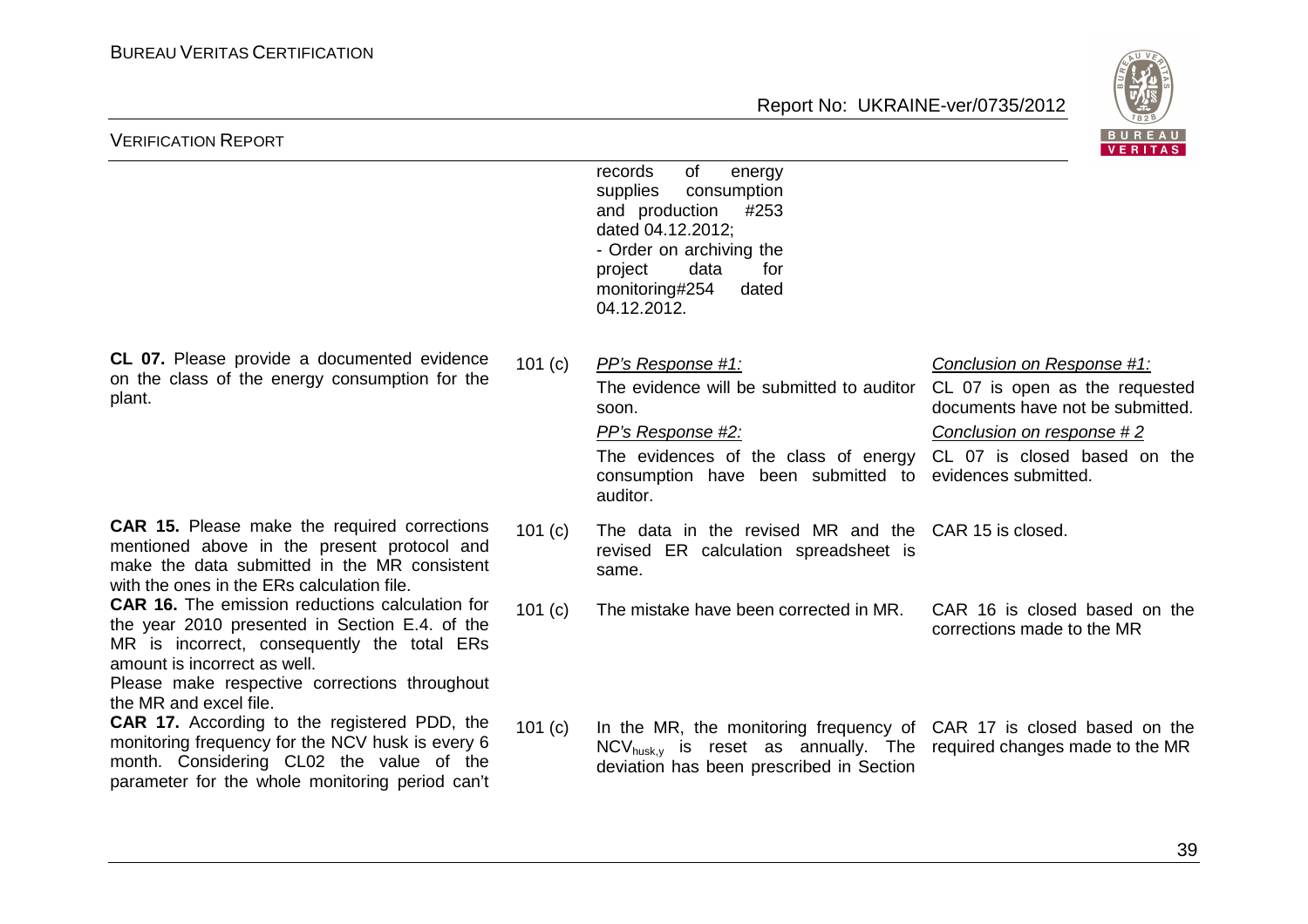| | | | |
|---|---|---|---|
| | | records of energy supplies consumption and production #253 dated 04.12.2012;<br>- Order on archiving the project data for monitoring#254 dated 04.12.2012. | |
| **CL 07.** Please provide a documented evidence on the class of the energy consumption for the plant. | 101 (c) | *PP's Response #1:*<br>The evidence will be submitted to auditor soon.<br>*PP's Response #2:*<br>The evidences of the class of energy consumption have been submitted to auditor. | *Conclusion on Response #1:*<br>CL 07 is open as the requested documents have not be submitted.<br>*Conclusion on response # 2*<br>CL 07 is closed based on the evidences submitted. |
| **CAR 15.** Please make the required corrections mentioned above in the present protocol and make the data submitted in the MR consistent with the ones in the ERs calculation file. | 101 (c) | The data in the revised MR and the revised ER calculation spreadsheet is same. | CAR 15 is closed. |
| **CAR 16.** The emission reductions calculation for the year 2010 presented in Section E.4. of the MR is incorrect, consequently the total ERs amount is incorrect as well.<br>Please make respective corrections throughout the MR and excel file. | 101 (c) | The mistake have been corrected in MR. | CAR 16 is closed based on the corrections made to the MR |
| **CAR 17.** According to the registered PDD, the monitoring frequency for the NCV husk is every 6 month. Considering CL02 the value of the parameter for the whole monitoring period can't | 101 (c) | In the MR, the monitoring frequency of $NCV_{husk,y}$ is reset as annually. The deviation has been prescribed in Section | CAR 17 is closed based on the required changes made to the MR |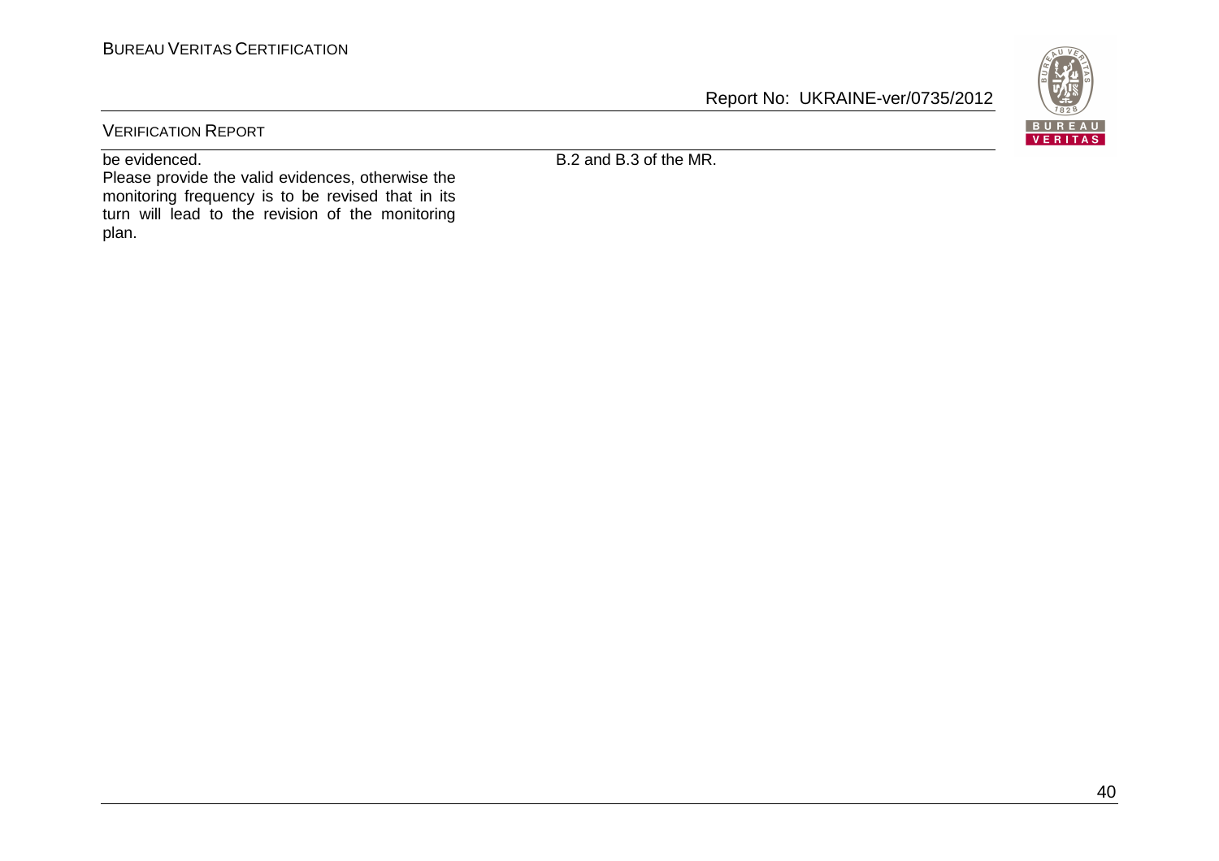| | |
|---|---|
| be evidenced. Please provide the valid evidences, otherwise the monitoring frequency is to be revised that in its turn will lead to the revision of the monitoring plan. | B.2 and B.3 of the MR. |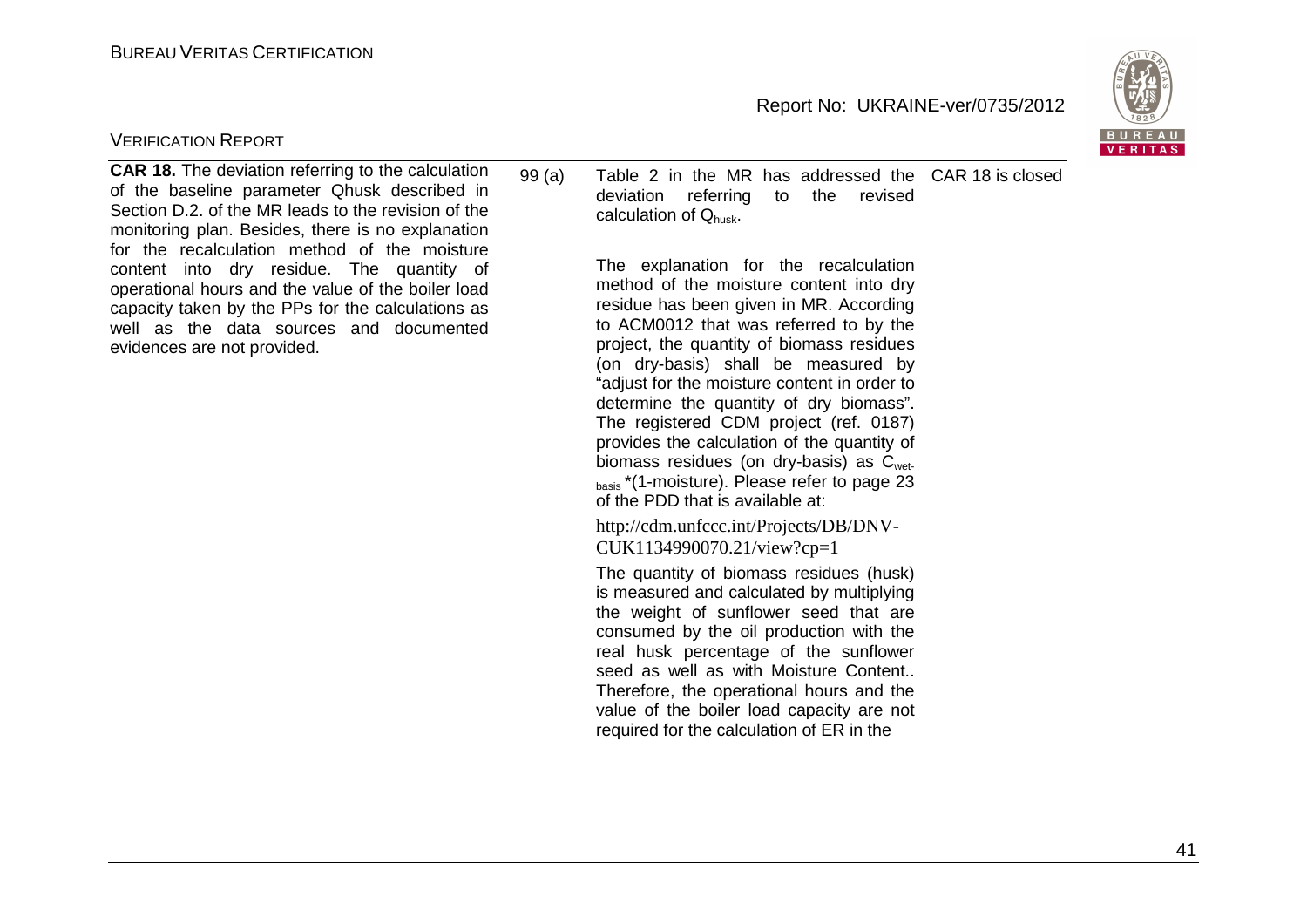| | | | |
|---|---|---|---|
| **CAR 18.** The deviation referring to the calculation of the baseline parameter Qhusk described in Section D.2. of the MR leads to the revision of the monitoring plan. Besides, there is no explanation for the recalculation method of the moisture content into dry residue. The quantity of operational hours and the value of the boiler load capacity taken by the PPs for the calculations as well as the data sources and documented evidences are not provided. | 99 (a) | Table 2 in the MR has addressed the deviation referring to the revised calculation of $Q_{husk}$.<br><br>The explanation for the recalculation method of the moisture content into dry residue has been given in MR. According to ACM0012 that was referred to by the project, the quantity of biomass residues (on dry-basis) shall be measured by "adjust for the moisture content in order to determine the quantity of dry biomass". The registered CDM project (ref. 0187) provides the calculation of the quantity of biomass residues (on dry-basis) as $C_{wet-basis}$ *(1-moisture). Please refer to page 23 of the PDD that is available at:<br><br>http://cdm.unfccc.int/Projects/DB/DNV-CUK1134990070.21/view?cp=1<br><br>The quantity of biomass residues (husk) is measured and calculated by multiplying the weight of sunflower seed that are consumed by the oil production with the real husk percentage of the sunflower seed as well as with Moisture Content.. Therefore, the operational hours and the value of the boiler load capacity are not required for the calculation of ER in the | CAR 18 is closed |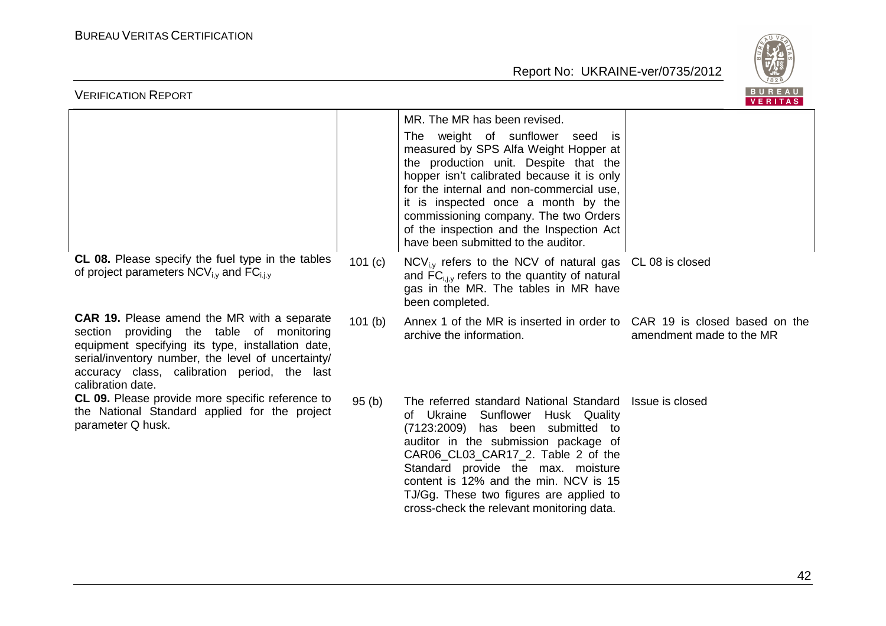| | | | |
|---|---|---|---|
| | | MR. The MR has been revised.<br>The weight of sunflower seed is measured by SPS Alfa Weight Hopper at the production unit. Despite that the hopper isn't calibrated because it is only for the internal and non-commercial use, it is inspected once a month by the commissioning company. The two Orders of the inspection and the Inspection Act have been submitted to the auditor. | |
| **CL 08.** Please specify the fuel type in the tables of project parameters $NCV_{i,y}$ and $FC_{i,j,y}$ | 101 (c) | $NCV_{i,y}$ refers to the NCV of natural gas and $FC_{i,j,y}$ refers to the quantity of natural gas in the MR. The tables in MR have been completed. | CL 08 is closed |
| **CAR 19.** Please amend the MR with a separate section providing the table of monitoring equipment specifying its type, installation date, serial/inventory number, the level of uncertainty/ accuracy class, calibration period, the last calibration date. | 101 (b) | Annex 1 of the MR is inserted in order to archive the information. | CAR 19 is closed based on the amendment made to the MR |
| **CL 09.** Please provide more specific reference to the National Standard applied for the project parameter Q husk. | 95 (b) | The referred standard National Standard of Ukraine Sunflower Husk Quality (7123:2009) has been submitted to auditor in the submission package of CAR06_CL03_CAR17_2. Table 2 of the Standard provide the max. moisture content is 12% and the min. NCV is 15 TJ/Gg. These two figures are applied to cross-check the relevant monitoring data. | Issue is closed |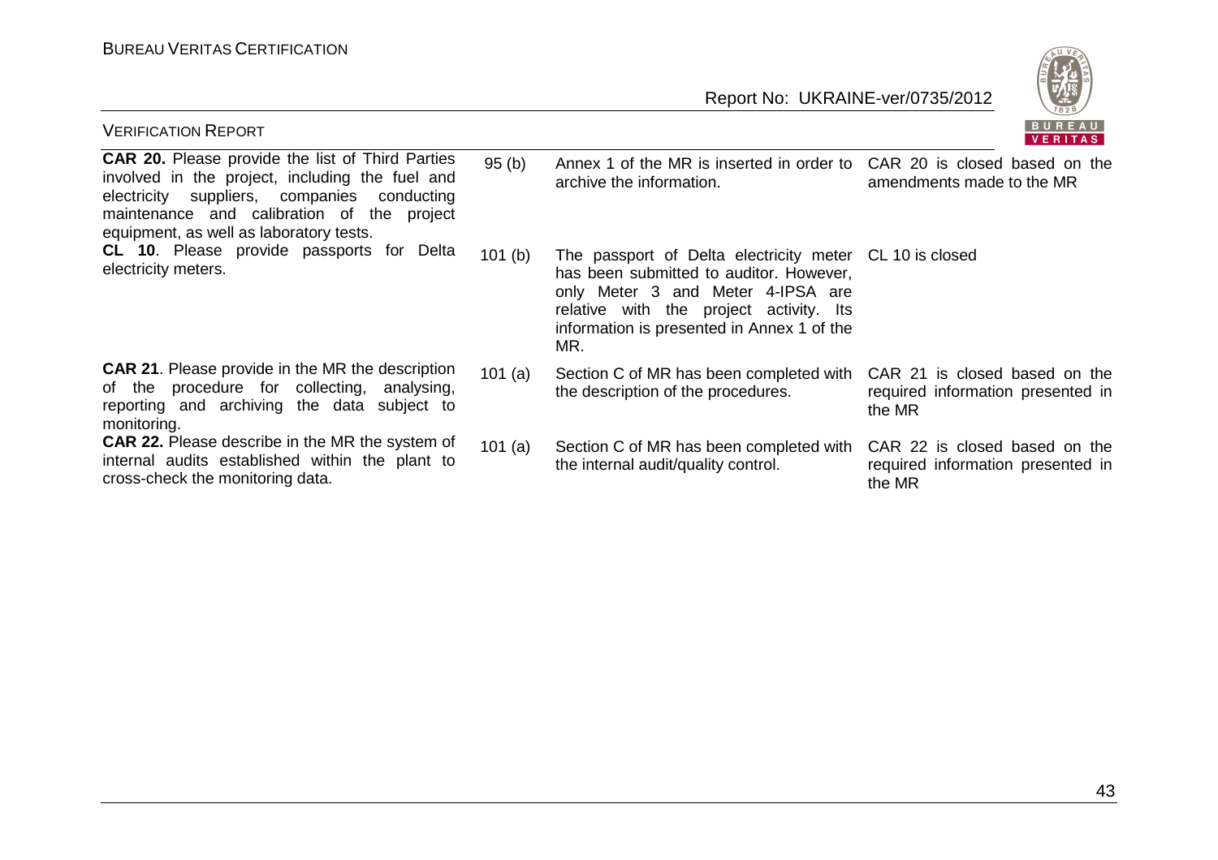| | | | |
|---|---|---|---|
| **CAR 20.** Please provide the list of Third Parties involved in the project, including the fuel and electricity suppliers, companies conducting maintenance and calibration of the project equipment, as well as laboratory tests. | 95 (b) | Annex 1 of the MR is inserted in order to archive the information. | CAR 20 is closed based on the amendments made to the MR |
| **CL 10**. Please provide passports for Delta electricity meters. | 101 (b) | The passport of Delta electricity meter has been submitted to auditor. However, only Meter 3 and Meter 4-IPSA are relative with the project activity. Its information is presented in Annex 1 of the MR. | CL 10 is closed |
| **CAR 21**. Please provide in the MR the description of the procedure for collecting, analysing, reporting and archiving the data subject to monitoring. | 101 (a) | Section C of MR has been completed with the description of the procedures. | CAR 21 is closed based on the required information presented in the MR |
| **CAR 22.** Please describe in the MR the system of internal audits established within the plant to cross-check the monitoring data. | 101 (a) | Section C of MR has been completed with the internal audit/quality control. | CAR 22 is closed based on the required information presented in the MR |